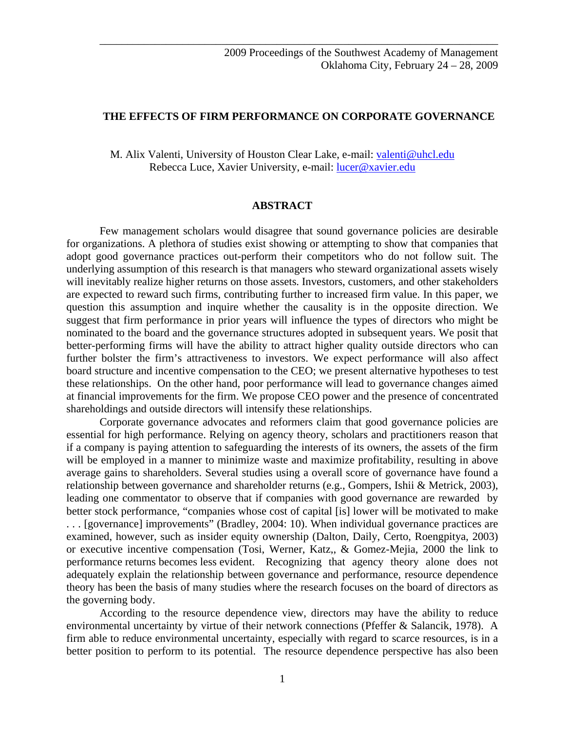2009 Proceedings of the Southwest Academy of Management
Oklahoma City, February 24 – 28, 2009

# THE EFFECTS OF FIRM PERFORMANCE ON CORPORATE GOVERNANCE

M. Alix Valenti, University of Houston Clear Lake, e-mail: valenti@uhcl.edu
Rebecca Luce, Xavier University, e-mail: lucer@xavier.edu

## ABSTRACT

Few management scholars would disagree that sound governance policies are desirable for organizations. A plethora of studies exist showing or attempting to show that companies that adopt good governance practices out-perform their competitors who do not follow suit. The underlying assumption of this research is that managers who steward organizational assets wisely will inevitably realize higher returns on those assets. Investors, customers, and other stakeholders are expected to reward such firms, contributing further to increased firm value. In this paper, we question this assumption and inquire whether the causality is in the opposite direction. We suggest that firm performance in prior years will influence the types of directors who might be nominated to the board and the governance structures adopted in subsequent years. We posit that better-performing firms will have the ability to attract higher quality outside directors who can further bolster the firm's attractiveness to investors. We expect performance will also affect board structure and incentive compensation to the CEO; we present alternative hypotheses to test these relationships. On the other hand, poor performance will lead to governance changes aimed at financial improvements for the firm. We propose CEO power and the presence of concentrated shareholdings and outside directors will intensify these relationships.

Corporate governance advocates and reformers claim that good governance policies are essential for high performance. Relying on agency theory, scholars and practitioners reason that if a company is paying attention to safeguarding the interests of its owners, the assets of the firm will be employed in a manner to minimize waste and maximize profitability, resulting in above average gains to shareholders. Several studies using a overall score of governance have found a relationship between governance and shareholder returns (e.g., Gompers, Ishii & Metrick, 2003), leading one commentator to observe that if companies with good governance are rewarded by better stock performance, "companies whose cost of capital [is] lower will be motivated to make . . . [governance] improvements" (Bradley, 2004: 10). When individual governance practices are examined, however, such as insider equity ownership (Dalton, Daily, Certo, Roengpitya, 2003) or executive incentive compensation (Tosi, Werner, Katz,, & Gomez-Mejia, 2000 the link to performance returns becomes less evident. Recognizing that agency theory alone does not adequately explain the relationship between governance and performance, resource dependence theory has been the basis of many studies where the research focuses on the board of directors as the governing body.

According to the resource dependence view, directors may have the ability to reduce environmental uncertainty by virtue of their network connections (Pfeffer & Salancik, 1978). A firm able to reduce environmental uncertainty, especially with regard to scarce resources, is in a better position to perform to its potential. The resource dependence perspective has also been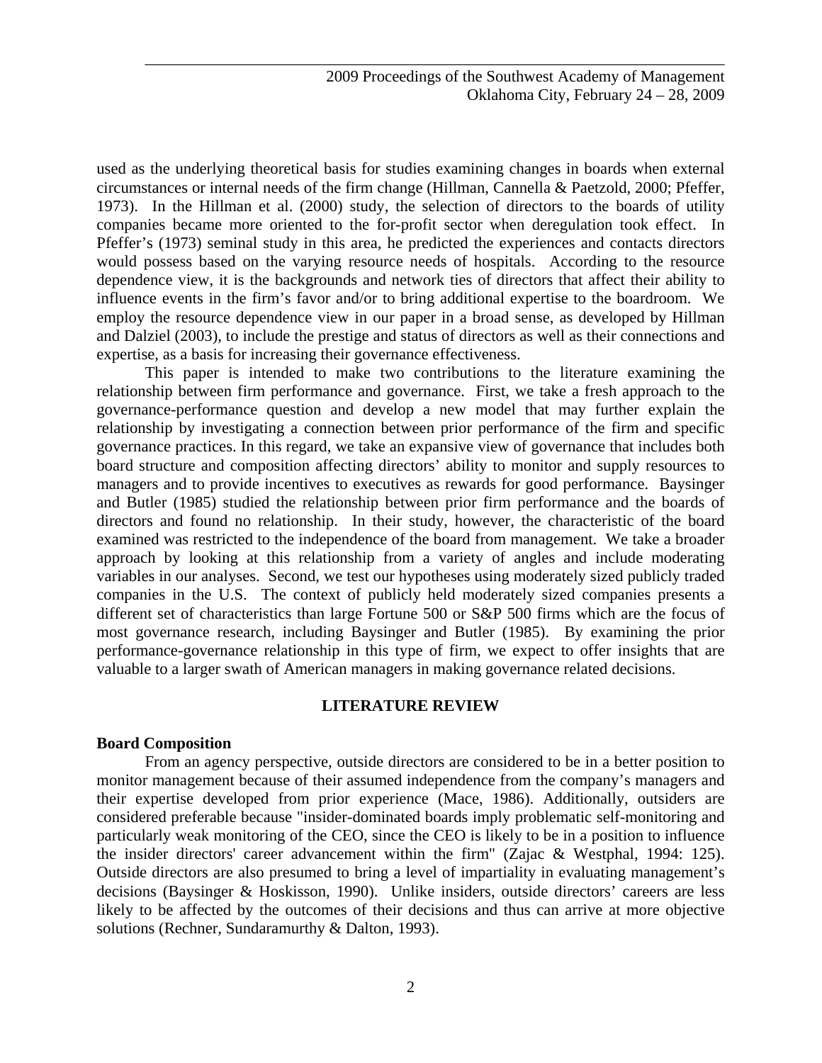used as the underlying theoretical basis for studies examining changes in boards when external circumstances or internal needs of the firm change (Hillman, Cannella & Paetzold, 2000; Pfeffer, 1973). In the Hillman et al. (2000) study, the selection of directors to the boards of utility companies became more oriented to the for-profit sector when deregulation took effect. In Pfeffer's (1973) seminal study in this area, he predicted the experiences and contacts directors would possess based on the varying resource needs of hospitals. According to the resource dependence view, it is the backgrounds and network ties of directors that affect their ability to influence events in the firm's favor and/or to bring additional expertise to the boardroom. We employ the resource dependence view in our paper in a broad sense, as developed by Hillman and Dalziel (2003), to include the prestige and status of directors as well as their connections and expertise, as a basis for increasing their governance effectiveness.

This paper is intended to make two contributions to the literature examining the relationship between firm performance and governance. First, we take a fresh approach to the governance-performance question and develop a new model that may further explain the relationship by investigating a connection between prior performance of the firm and specific governance practices. In this regard, we take an expansive view of governance that includes both board structure and composition affecting directors' ability to monitor and supply resources to managers and to provide incentives to executives as rewards for good performance. Baysinger and Butler (1985) studied the relationship between prior firm performance and the boards of directors and found no relationship. In their study, however, the characteristic of the board examined was restricted to the independence of the board from management. We take a broader approach by looking at this relationship from a variety of angles and include moderating variables in our analyses. Second, we test our hypotheses using moderately sized publicly traded companies in the U.S. The context of publicly held moderately sized companies presents a different set of characteristics than large Fortune 500 or S&P 500 firms which are the focus of most governance research, including Baysinger and Butler (1985). By examining the prior performance-governance relationship in this type of firm, we expect to offer insights that are valuable to a larger swath of American managers in making governance related decisions.

## LITERATURE REVIEW

### Board Composition

From an agency perspective, outside directors are considered to be in a better position to monitor management because of their assumed independence from the company's managers and their expertise developed from prior experience (Mace, 1986). Additionally, outsiders are considered preferable because "insider-dominated boards imply problematic self-monitoring and particularly weak monitoring of the CEO, since the CEO is likely to be in a position to influence the insider directors' career advancement within the firm" (Zajac & Westphal, 1994: 125). Outside directors are also presumed to bring a level of impartiality in evaluating management's decisions (Baysinger & Hoskisson, 1990). Unlike insiders, outside directors' careers are less likely to be affected by the outcomes of their decisions and thus can arrive at more objective solutions (Rechner, Sundaramurthy & Dalton, 1993).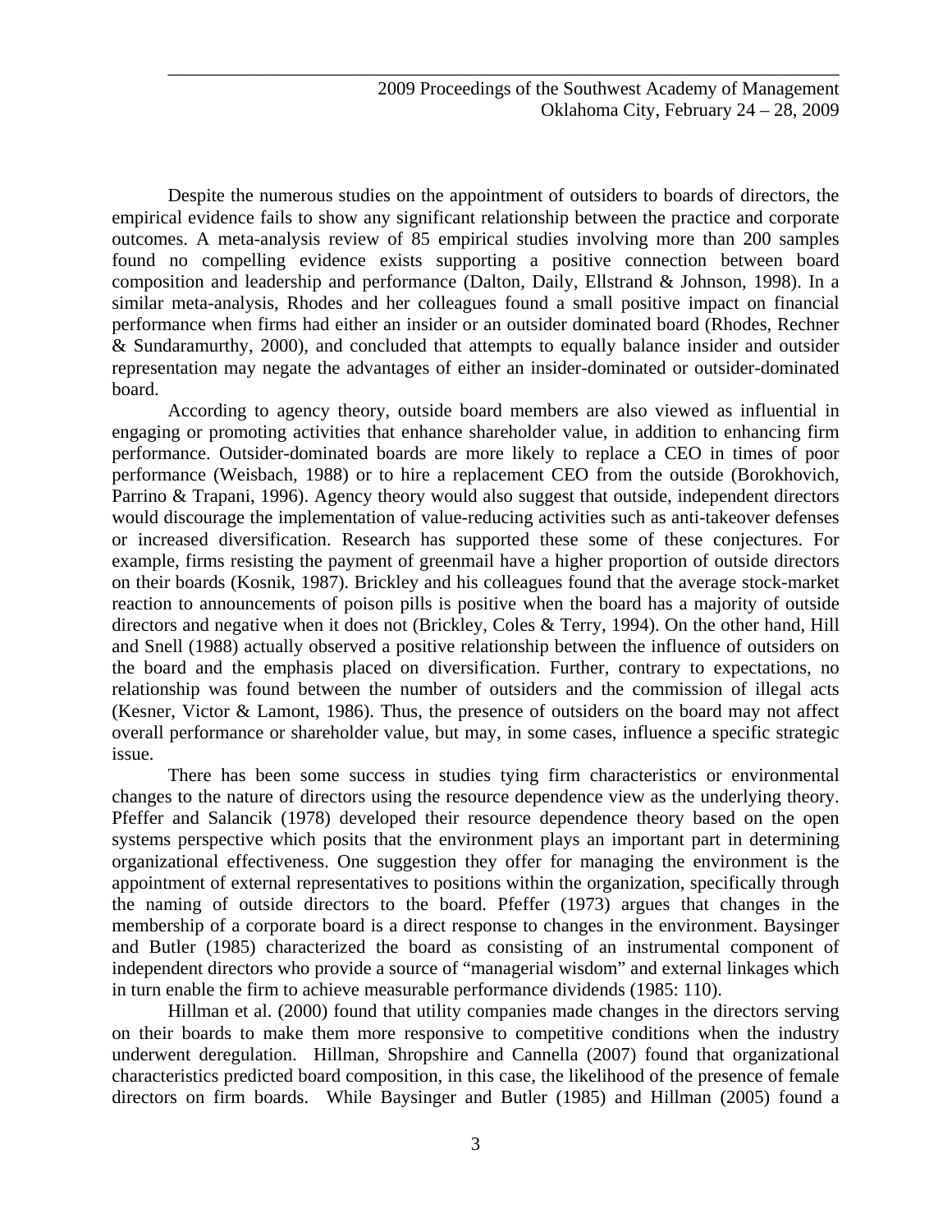Despite the numerous studies on the appointment of outsiders to boards of directors, the empirical evidence fails to show any significant relationship between the practice and corporate outcomes. A meta-analysis review of 85 empirical studies involving more than 200 samples found no compelling evidence exists supporting a positive connection between board composition and leadership and performance (Dalton, Daily, Ellstrand & Johnson, 1998). In a similar meta-analysis, Rhodes and her colleagues found a small positive impact on financial performance when firms had either an insider or an outsider dominated board (Rhodes, Rechner & Sundaramurthy, 2000), and concluded that attempts to equally balance insider and outsider representation may negate the advantages of either an insider-dominated or outsider-dominated board.

According to agency theory, outside board members are also viewed as influential in engaging or promoting activities that enhance shareholder value, in addition to enhancing firm performance. Outsider-dominated boards are more likely to replace a CEO in times of poor performance (Weisbach, 1988) or to hire a replacement CEO from the outside (Borokhovich, Parrino & Trapani, 1996). Agency theory would also suggest that outside, independent directors would discourage the implementation of value-reducing activities such as anti-takeover defenses or increased diversification. Research has supported these some of these conjectures. For example, firms resisting the payment of greenmail have a higher proportion of outside directors on their boards (Kosnik, 1987). Brickley and his colleagues found that the average stock-market reaction to announcements of poison pills is positive when the board has a majority of outside directors and negative when it does not (Brickley, Coles & Terry, 1994). On the other hand, Hill and Snell (1988) actually observed a positive relationship between the influence of outsiders on the board and the emphasis placed on diversification. Further, contrary to expectations, no relationship was found between the number of outsiders and the commission of illegal acts (Kesner, Victor & Lamont, 1986). Thus, the presence of outsiders on the board may not affect overall performance or shareholder value, but may, in some cases, influence a specific strategic issue.

There has been some success in studies tying firm characteristics or environmental changes to the nature of directors using the resource dependence view as the underlying theory. Pfeffer and Salancik (1978) developed their resource dependence theory based on the open systems perspective which posits that the environment plays an important part in determining organizational effectiveness. One suggestion they offer for managing the environment is the appointment of external representatives to positions within the organization, specifically through the naming of outside directors to the board. Pfeffer (1973) argues that changes in the membership of a corporate board is a direct response to changes in the environment. Baysinger and Butler (1985) characterized the board as consisting of an instrumental component of independent directors who provide a source of "managerial wisdom" and external linkages which in turn enable the firm to achieve measurable performance dividends (1985: 110).

Hillman et al. (2000) found that utility companies made changes in the directors serving on their boards to make them more responsive to competitive conditions when the industry underwent deregulation. Hillman, Shropshire and Cannella (2007) found that organizational characteristics predicted board composition, in this case, the likelihood of the presence of female directors on firm boards. While Baysinger and Butler (1985) and Hillman (2005) found a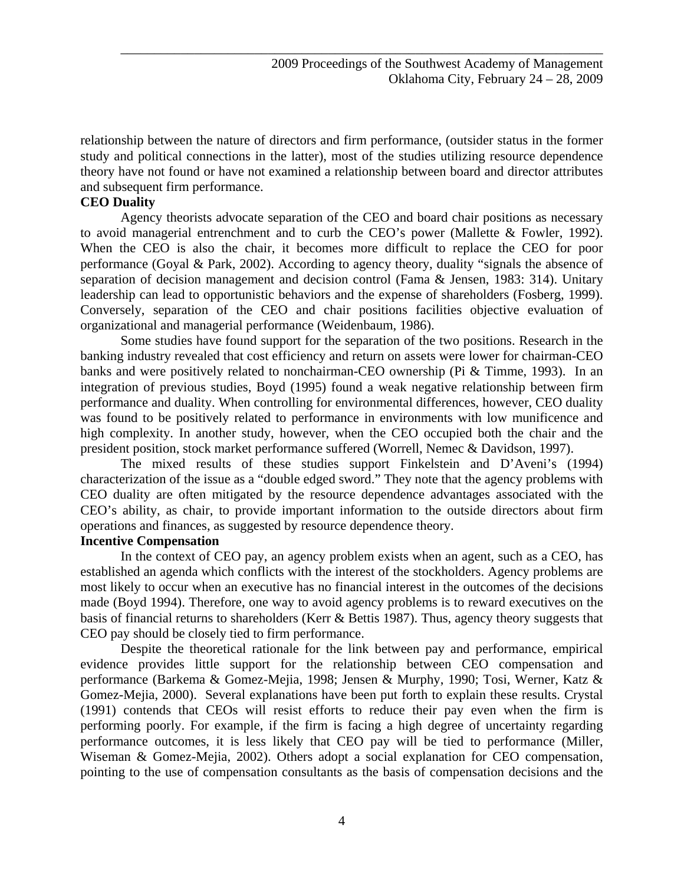relationship between the nature of directors and firm performance, (outsider status in the former study and political connections in the latter), most of the studies utilizing resource dependence theory have not found or have not examined a relationship between board and director attributes and subsequent firm performance.

**CEO Duality**

Agency theorists advocate separation of the CEO and board chair positions as necessary to avoid managerial entrenchment and to curb the CEO's power (Mallette & Fowler, 1992). When the CEO is also the chair, it becomes more difficult to replace the CEO for poor performance (Goyal & Park, 2002). According to agency theory, duality "signals the absence of separation of decision management and decision control (Fama & Jensen, 1983: 314). Unitary leadership can lead to opportunistic behaviors and the expense of shareholders (Fosberg, 1999). Conversely, separation of the CEO and chair positions facilities objective evaluation of organizational and managerial performance (Weidenbaum, 1986).

Some studies have found support for the separation of the two positions. Research in the banking industry revealed that cost efficiency and return on assets were lower for chairman-CEO banks and were positively related to nonchairman-CEO ownership (Pi & Timme, 1993). In an integration of previous studies, Boyd (1995) found a weak negative relationship between firm performance and duality. When controlling for environmental differences, however, CEO duality was found to be positively related to performance in environments with low munificence and high complexity. In another study, however, when the CEO occupied both the chair and the president position, stock market performance suffered (Worrell, Nemec & Davidson, 1997).

The mixed results of these studies support Finkelstein and D'Aveni's (1994) characterization of the issue as a "double edged sword." They note that the agency problems with CEO duality are often mitigated by the resource dependence advantages associated with the CEO's ability, as chair, to provide important information to the outside directors about firm operations and finances, as suggested by resource dependence theory.

**Incentive Compensation**

In the context of CEO pay, an agency problem exists when an agent, such as a CEO, has established an agenda which conflicts with the interest of the stockholders. Agency problems are most likely to occur when an executive has no financial interest in the outcomes of the decisions made (Boyd 1994). Therefore, one way to avoid agency problems is to reward executives on the basis of financial returns to shareholders (Kerr & Bettis 1987). Thus, agency theory suggests that CEO pay should be closely tied to firm performance.

Despite the theoretical rationale for the link between pay and performance, empirical evidence provides little support for the relationship between CEO compensation and performance (Barkema & Gomez-Mejia, 1998; Jensen & Murphy, 1990; Tosi, Werner, Katz & Gomez-Mejia, 2000). Several explanations have been put forth to explain these results. Crystal (1991) contends that CEOs will resist efforts to reduce their pay even when the firm is performing poorly. For example, if the firm is facing a high degree of uncertainty regarding performance outcomes, it is less likely that CEO pay will be tied to performance (Miller, Wiseman & Gomez-Mejia, 2002). Others adopt a social explanation for CEO compensation, pointing to the use of compensation consultants as the basis of compensation decisions and the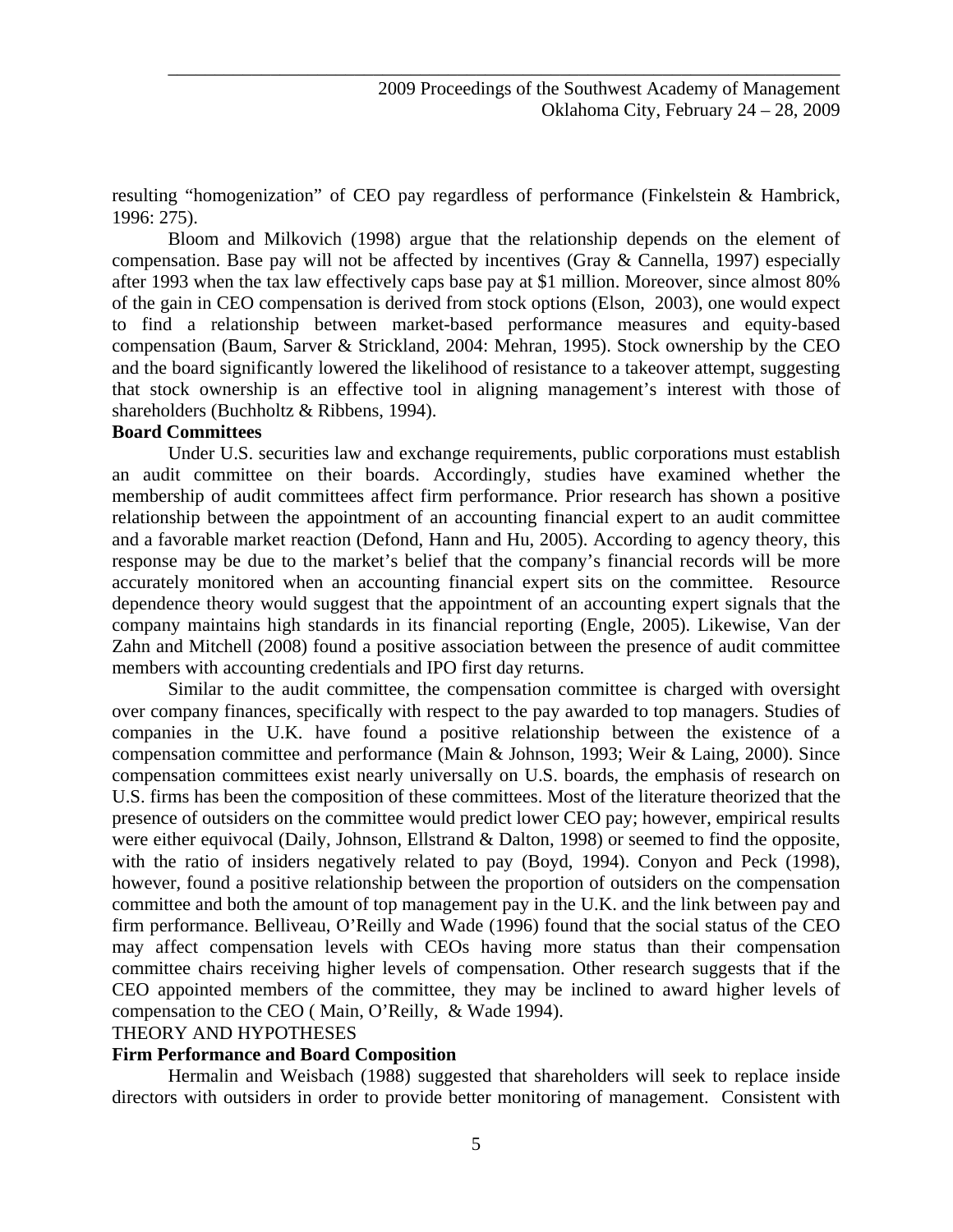resulting "homogenization" of CEO pay regardless of performance (Finkelstein & Hambrick, 1996: 275).

Bloom and Milkovich (1998) argue that the relationship depends on the element of compensation. Base pay will not be affected by incentives (Gray & Cannella, 1997) especially after 1993 when the tax law effectively caps base pay at $1 million. Moreover, since almost 80% of the gain in CEO compensation is derived from stock options (Elson, 2003), one would expect to find a relationship between market-based performance measures and equity-based compensation (Baum, Sarver & Strickland, 2004: Mehran, 1995). Stock ownership by the CEO and the board significantly lowered the likelihood of resistance to a takeover attempt, suggesting that stock ownership is an effective tool in aligning management's interest with those of shareholders (Buchholtz & Ribbens, 1994).

**Board Committees**

Under U.S. securities law and exchange requirements, public corporations must establish an audit committee on their boards. Accordingly, studies have examined whether the membership of audit committees affect firm performance. Prior research has shown a positive relationship between the appointment of an accounting financial expert to an audit committee and a favorable market reaction (Defond, Hann and Hu, 2005). According to agency theory, this response may be due to the market's belief that the company's financial records will be more accurately monitored when an accounting financial expert sits on the committee. Resource dependence theory would suggest that the appointment of an accounting expert signals that the company maintains high standards in its financial reporting (Engle, 2005). Likewise, Van der Zahn and Mitchell (2008) found a positive association between the presence of audit committee members with accounting credentials and IPO first day returns.

Similar to the audit committee, the compensation committee is charged with oversight over company finances, specifically with respect to the pay awarded to top managers. Studies of companies in the U.K. have found a positive relationship between the existence of a compensation committee and performance (Main & Johnson, 1993; Weir & Laing, 2000). Since compensation committees exist nearly universally on U.S. boards, the emphasis of research on U.S. firms has been the composition of these committees. Most of the literature theorized that the presence of outsiders on the committee would predict lower CEO pay; however, empirical results were either equivocal (Daily, Johnson, Ellstrand & Dalton, 1998) or seemed to find the opposite, with the ratio of insiders negatively related to pay (Boyd, 1994). Conyon and Peck (1998), however, found a positive relationship between the proportion of outsiders on the compensation committee and both the amount of top management pay in the U.K. and the link between pay and firm performance. Belliveau, O'Reilly and Wade (1996) found that the social status of the CEO may affect compensation levels with CEOs having more status than their compensation committee chairs receiving higher levels of compensation. Other research suggests that if the CEO appointed members of the committee, they may be inclined to award higher levels of compensation to the CEO ( Main, O'Reilly, & Wade 1994).

THEORY AND HYPOTHESES

**Firm Performance and Board Composition**

Hermalin and Weisbach (1988) suggested that shareholders will seek to replace inside directors with outsiders in order to provide better monitoring of management. Consistent with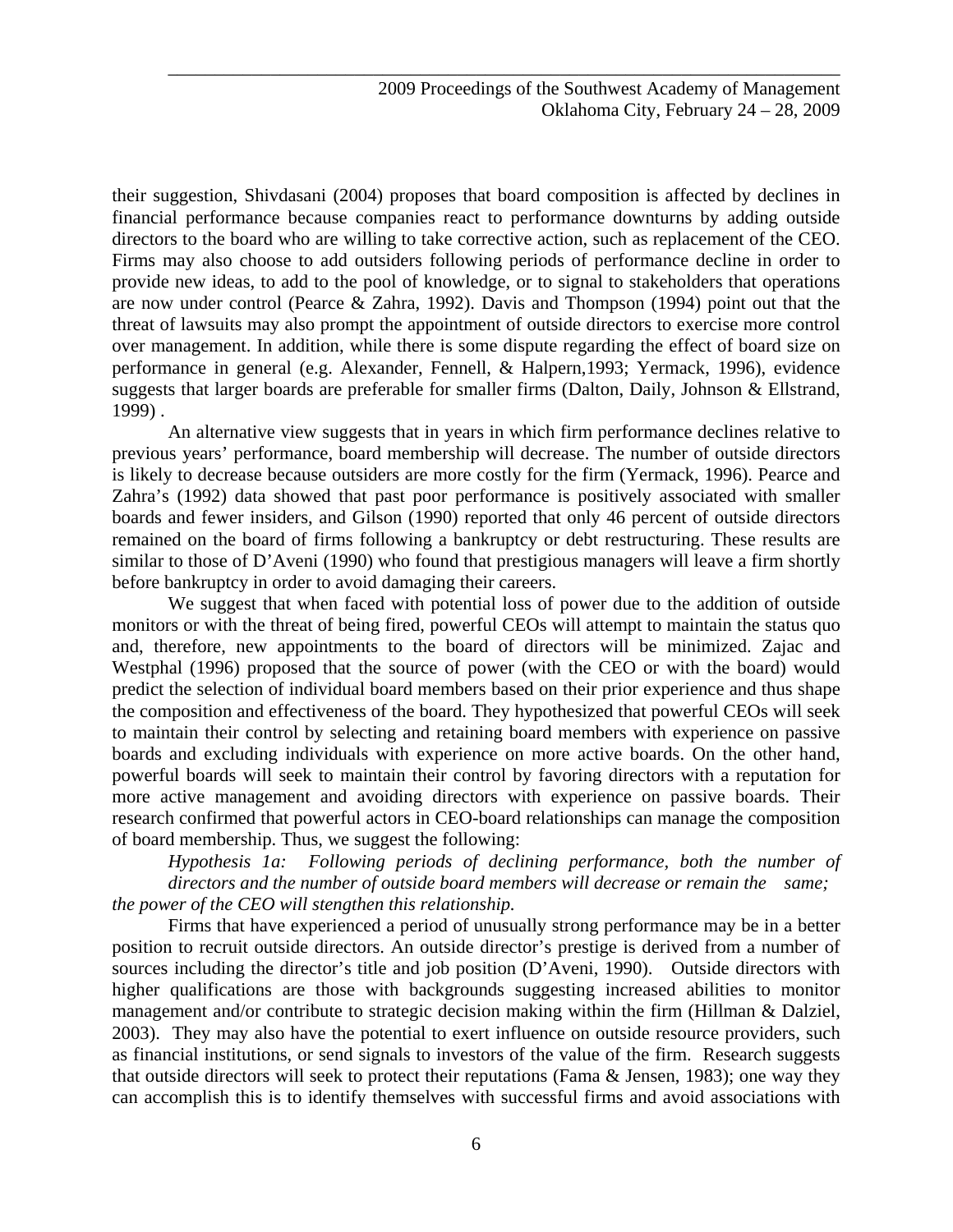their suggestion, Shivdasani (2004) proposes that board composition is affected by declines in financial performance because companies react to performance downturns by adding outside directors to the board who are willing to take corrective action, such as replacement of the CEO. Firms may also choose to add outsiders following periods of performance decline in order to provide new ideas, to add to the pool of knowledge, or to signal to stakeholders that operations are now under control (Pearce & Zahra, 1992). Davis and Thompson (1994) point out that the threat of lawsuits may also prompt the appointment of outside directors to exercise more control over management. In addition, while there is some dispute regarding the effect of board size on performance in general (e.g. Alexander, Fennell, & Halpern,1993; Yermack, 1996), evidence suggests that larger boards are preferable for smaller firms (Dalton, Daily, Johnson & Ellstrand, 1999) .

An alternative view suggests that in years in which firm performance declines relative to previous years' performance, board membership will decrease. The number of outside directors is likely to decrease because outsiders are more costly for the firm (Yermack, 1996). Pearce and Zahra's (1992) data showed that past poor performance is positively associated with smaller boards and fewer insiders, and Gilson (1990) reported that only 46 percent of outside directors remained on the board of firms following a bankruptcy or debt restructuring. These results are similar to those of D'Aveni (1990) who found that prestigious managers will leave a firm shortly before bankruptcy in order to avoid damaging their careers.

We suggest that when faced with potential loss of power due to the addition of outside monitors or with the threat of being fired, powerful CEOs will attempt to maintain the status quo and, therefore, new appointments to the board of directors will be minimized. Zajac and Westphal (1996) proposed that the source of power (with the CEO or with the board) would predict the selection of individual board members based on their prior experience and thus shape the composition and effectiveness of the board. They hypothesized that powerful CEOs will seek to maintain their control by selecting and retaining board members with experience on passive boards and excluding individuals with experience on more active boards. On the other hand, powerful boards will seek to maintain their control by favoring directors with a reputation for more active management and avoiding directors with experience on passive boards. Their research confirmed that powerful actors in CEO-board relationships can manage the composition of board membership. Thus, we suggest the following:

*Hypothesis 1a: Following periods of declining performance, both the number of directors and the number of outside board members will decrease or remain the same; the power of the CEO will stengthen this relationship.*

Firms that have experienced a period of unusually strong performance may be in a better position to recruit outside directors. An outside director's prestige is derived from a number of sources including the director's title and job position (D'Aveni, 1990). Outside directors with higher qualifications are those with backgrounds suggesting increased abilities to monitor management and/or contribute to strategic decision making within the firm (Hillman & Dalziel, 2003). They may also have the potential to exert influence on outside resource providers, such as financial institutions, or send signals to investors of the value of the firm. Research suggests that outside directors will seek to protect their reputations (Fama & Jensen, 1983); one way they can accomplish this is to identify themselves with successful firms and avoid associations with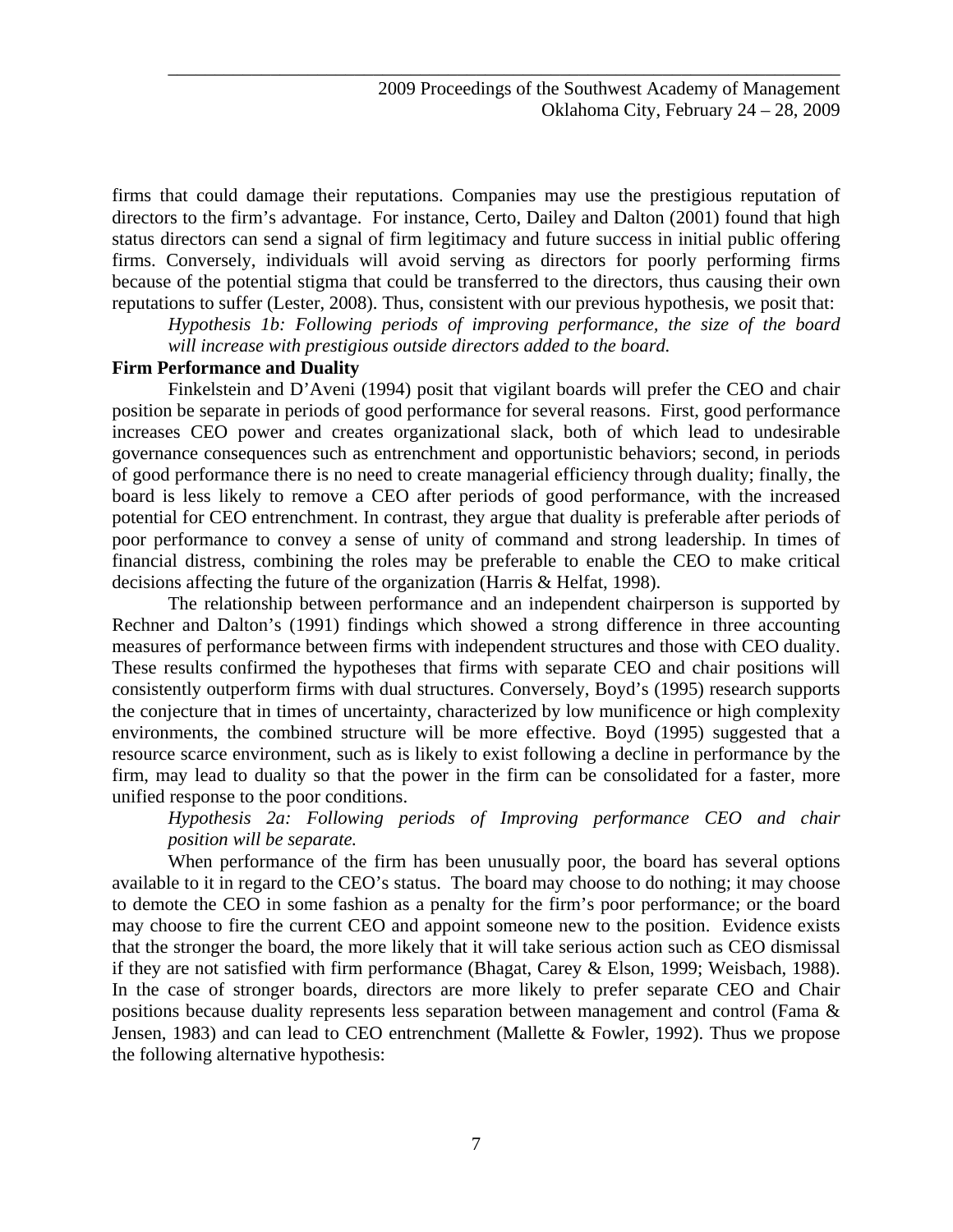firms that could damage their reputations. Companies may use the prestigious reputation of directors to the firm's advantage. For instance, Certo, Dailey and Dalton (2001) found that high status directors can send a signal of firm legitimacy and future success in initial public offering firms. Conversely, individuals will avoid serving as directors for poorly performing firms because of the potential stigma that could be transferred to the directors, thus causing their own reputations to suffer (Lester, 2008). Thus, consistent with our previous hypothesis, we posit that:

> *Hypothesis 1b: Following periods of improving performance, the size of the board will increase with prestigious outside directors added to the board.*

**Firm Performance and Duality**

Finkelstein and D'Aveni (1994) posit that vigilant boards will prefer the CEO and chair position be separate in periods of good performance for several reasons. First, good performance increases CEO power and creates organizational slack, both of which lead to undesirable governance consequences such as entrenchment and opportunistic behaviors; second, in periods of good performance there is no need to create managerial efficiency through duality; finally, the board is less likely to remove a CEO after periods of good performance, with the increased potential for CEO entrenchment. In contrast, they argue that duality is preferable after periods of poor performance to convey a sense of unity of command and strong leadership. In times of financial distress, combining the roles may be preferable to enable the CEO to make critical decisions affecting the future of the organization (Harris & Helfat, 1998).

The relationship between performance and an independent chairperson is supported by Rechner and Dalton's (1991) findings which showed a strong difference in three accounting measures of performance between firms with independent structures and those with CEO duality. These results confirmed the hypotheses that firms with separate CEO and chair positions will consistently outperform firms with dual structures. Conversely, Boyd's (1995) research supports the conjecture that in times of uncertainty, characterized by low munificence or high complexity environments, the combined structure will be more effective. Boyd (1995) suggested that a resource scarce environment, such as is likely to exist following a decline in performance by the firm, may lead to duality so that the power in the firm can be consolidated for a faster, more unified response to the poor conditions.

> *Hypothesis 2a: Following periods of Improving performance CEO and chair position will be separate.*

When performance of the firm has been unusually poor, the board has several options available to it in regard to the CEO's status. The board may choose to do nothing; it may choose to demote the CEO in some fashion as a penalty for the firm's poor performance; or the board may choose to fire the current CEO and appoint someone new to the position. Evidence exists that the stronger the board, the more likely that it will take serious action such as CEO dismissal if they are not satisfied with firm performance (Bhagat, Carey & Elson, 1999; Weisbach, 1988). In the case of stronger boards, directors are more likely to prefer separate CEO and Chair positions because duality represents less separation between management and control (Fama & Jensen, 1983) and can lead to CEO entrenchment (Mallette & Fowler, 1992). Thus we propose the following alternative hypothesis: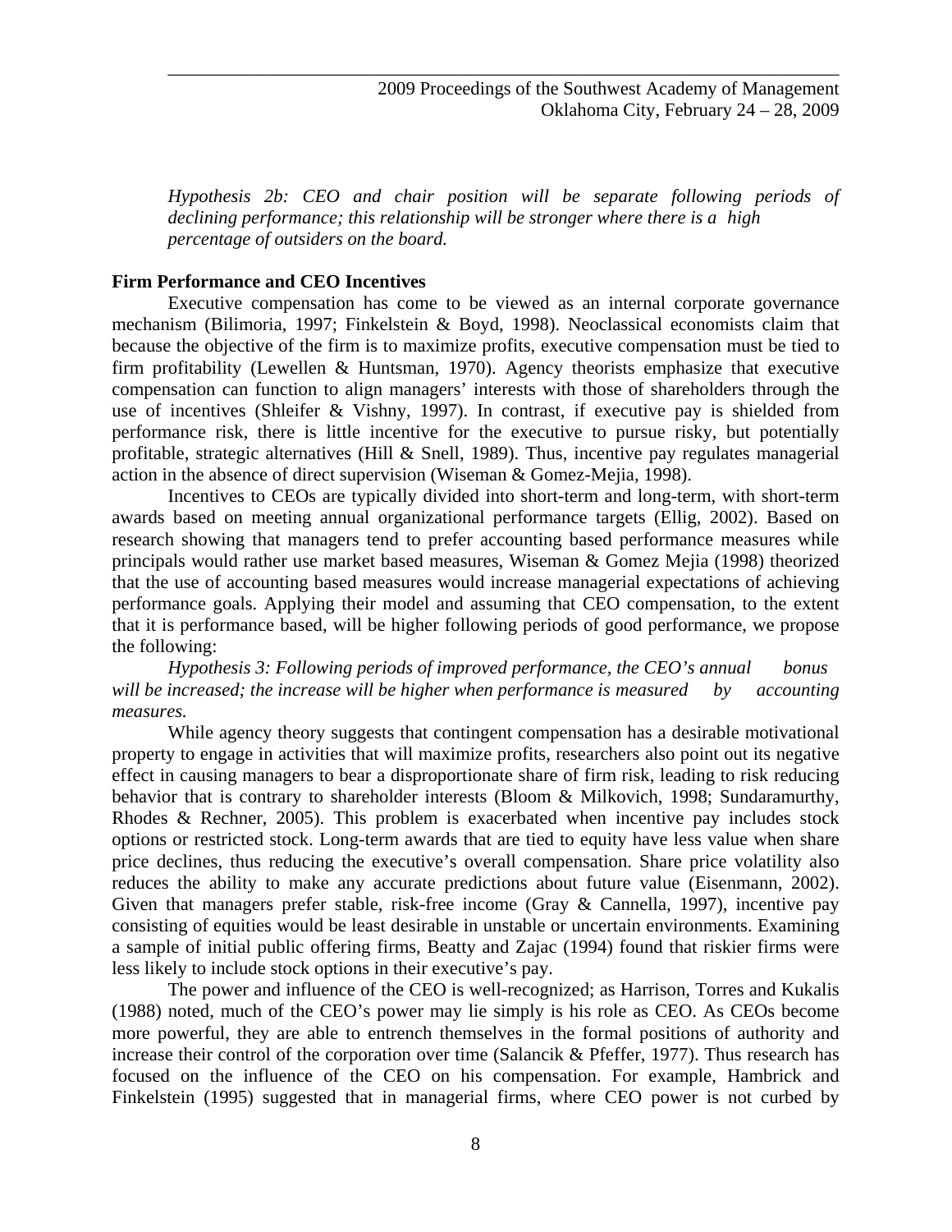*Hypothesis 2b: CEO and chair position will be separate following periods of declining performance; this relationship will be stronger where there is a high percentage of outsiders on the board.*

**Firm Performance and CEO Incentives**

Executive compensation has come to be viewed as an internal corporate governance mechanism (Bilimoria, 1997; Finkelstein & Boyd, 1998). Neoclassical economists claim that because the objective of the firm is to maximize profits, executive compensation must be tied to firm profitability (Lewellen & Huntsman, 1970). Agency theorists emphasize that executive compensation can function to align managers' interests with those of shareholders through the use of incentives (Shleifer & Vishny, 1997). In contrast, if executive pay is shielded from performance risk, there is little incentive for the executive to pursue risky, but potentially profitable, strategic alternatives (Hill & Snell, 1989). Thus, incentive pay regulates managerial action in the absence of direct supervision (Wiseman & Gomez-Mejia, 1998).

Incentives to CEOs are typically divided into short-term and long-term, with short-term awards based on meeting annual organizational performance targets (Ellig, 2002). Based on research showing that managers tend to prefer accounting based performance measures while principals would rather use market based measures, Wiseman & Gomez Mejia (1998) theorized that the use of accounting based measures would increase managerial expectations of achieving performance goals. Applying their model and assuming that CEO compensation, to the extent that it is performance based, will be higher following periods of good performance, we propose the following:

*Hypothesis 3: Following periods of improved performance, the CEO's annual bonus will be increased; the increase will be higher when performance is measured by accounting measures.*

While agency theory suggests that contingent compensation has a desirable motivational property to engage in activities that will maximize profits, researchers also point out its negative effect in causing managers to bear a disproportionate share of firm risk, leading to risk reducing behavior that is contrary to shareholder interests (Bloom & Milkovich, 1998; Sundaramurthy, Rhodes & Rechner, 2005). This problem is exacerbated when incentive pay includes stock options or restricted stock. Long-term awards that are tied to equity have less value when share price declines, thus reducing the executive's overall compensation. Share price volatility also reduces the ability to make any accurate predictions about future value (Eisenmann, 2002). Given that managers prefer stable, risk-free income (Gray & Cannella, 1997), incentive pay consisting of equities would be least desirable in unstable or uncertain environments. Examining a sample of initial public offering firms, Beatty and Zajac (1994) found that riskier firms were less likely to include stock options in their executive's pay.

The power and influence of the CEO is well-recognized; as Harrison, Torres and Kukalis (1988) noted, much of the CEO's power may lie simply is his role as CEO. As CEOs become more powerful, they are able to entrench themselves in the formal positions of authority and increase their control of the corporation over time (Salancik & Pfeffer, 1977). Thus research has focused on the influence of the CEO on his compensation. For example, Hambrick and Finkelstein (1995) suggested that in managerial firms, where CEO power is not curbed by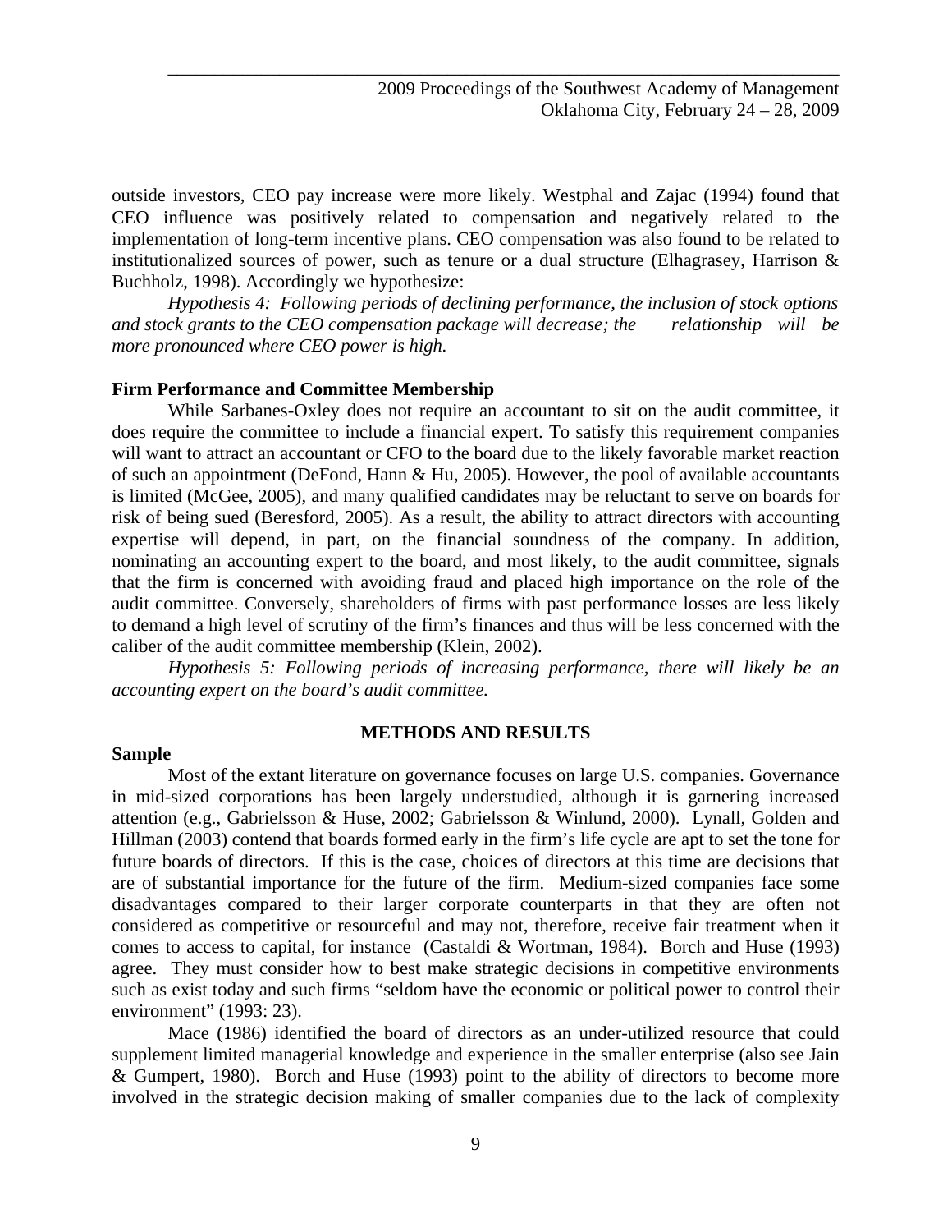outside investors, CEO pay increase were more likely. Westphal and Zajac (1994) found that CEO influence was positively related to compensation and negatively related to the implementation of long-term incentive plans. CEO compensation was also found to be related to institutionalized sources of power, such as tenure or a dual structure (Elhagrasey, Harrison & Buchholz, 1998). Accordingly we hypothesize:

*Hypothesis 4: Following periods of declining performance, the inclusion of stock options and stock grants to the CEO compensation package will decrease; the relationship will be more pronounced where CEO power is high.*

**Firm Performance and Committee Membership**

While Sarbanes-Oxley does not require an accountant to sit on the audit committee, it does require the committee to include a financial expert. To satisfy this requirement companies will want to attract an accountant or CFO to the board due to the likely favorable market reaction of such an appointment (DeFond, Hann & Hu, 2005). However, the pool of available accountants is limited (McGee, 2005), and many qualified candidates may be reluctant to serve on boards for risk of being sued (Beresford, 2005). As a result, the ability to attract directors with accounting expertise will depend, in part, on the financial soundness of the company. In addition, nominating an accounting expert to the board, and most likely, to the audit committee, signals that the firm is concerned with avoiding fraud and placed high importance on the role of the audit committee. Conversely, shareholders of firms with past performance losses are less likely to demand a high level of scrutiny of the firm's finances and thus will be less concerned with the caliber of the audit committee membership (Klein, 2002).

*Hypothesis 5: Following periods of increasing performance, there will likely be an accounting expert on the board's audit committee.*

## METHODS AND RESULTS

**Sample**

Most of the extant literature on governance focuses on large U.S. companies. Governance in mid-sized corporations has been largely understudied, although it is garnering increased attention (e.g., Gabrielsson & Huse, 2002; Gabrielsson & Winlund, 2000). Lynall, Golden and Hillman (2003) contend that boards formed early in the firm's life cycle are apt to set the tone for future boards of directors. If this is the case, choices of directors at this time are decisions that are of substantial importance for the future of the firm. Medium-sized companies face some disadvantages compared to their larger corporate counterparts in that they are often not considered as competitive or resourceful and may not, therefore, receive fair treatment when it comes to access to capital, for instance (Castaldi & Wortman, 1984). Borch and Huse (1993) agree. They must consider how to best make strategic decisions in competitive environments such as exist today and such firms "seldom have the economic or political power to control their environment" (1993: 23).

Mace (1986) identified the board of directors as an under-utilized resource that could supplement limited managerial knowledge and experience in the smaller enterprise (also see Jain & Gumpert, 1980). Borch and Huse (1993) point to the ability of directors to become more involved in the strategic decision making of smaller companies due to the lack of complexity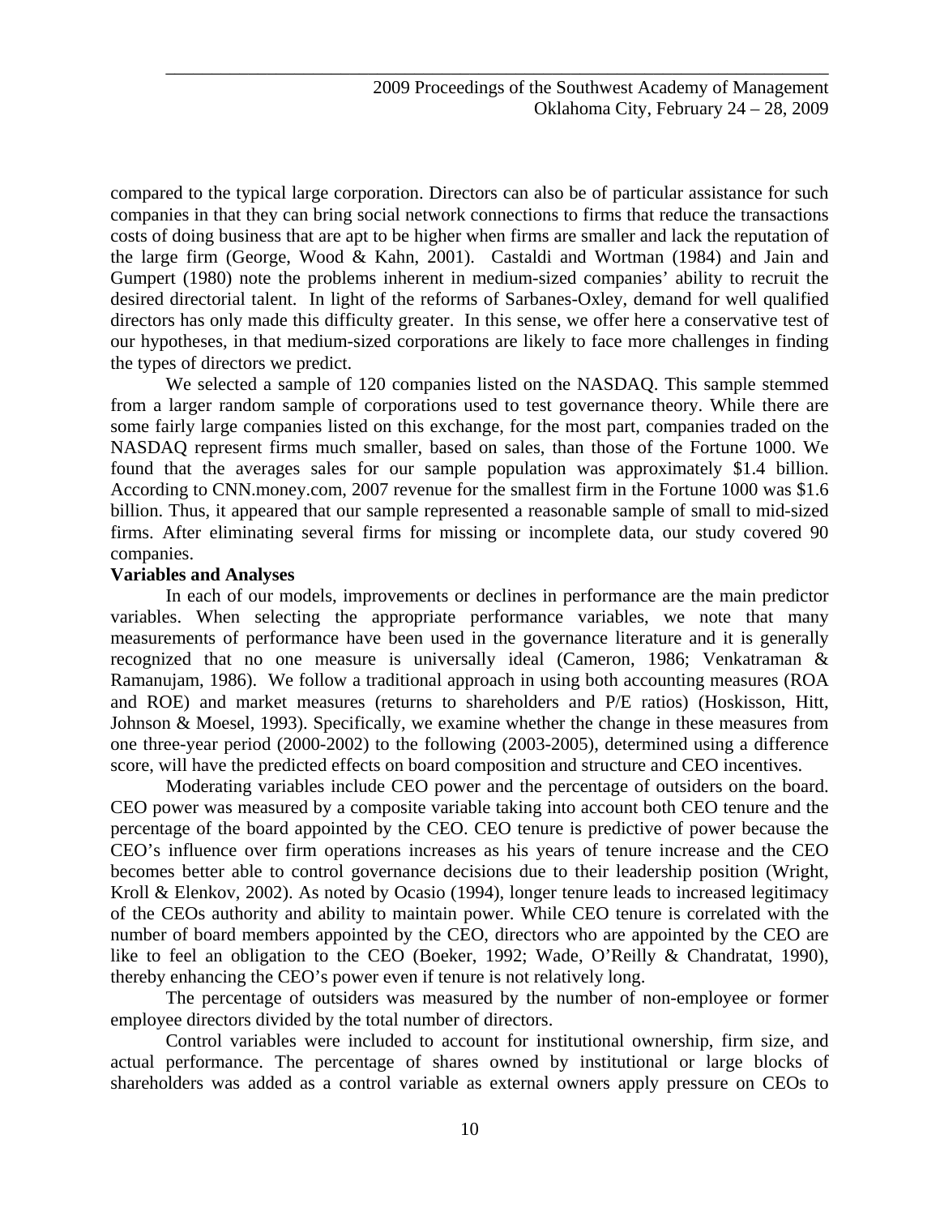compared to the typical large corporation. Directors can also be of particular assistance for such companies in that they can bring social network connections to firms that reduce the transactions costs of doing business that are apt to be higher when firms are smaller and lack the reputation of the large firm (George, Wood & Kahn, 2001). Castaldi and Wortman (1984) and Jain and Gumpert (1980) note the problems inherent in medium-sized companies' ability to recruit the desired directorial talent. In light of the reforms of Sarbanes-Oxley, demand for well qualified directors has only made this difficulty greater. In this sense, we offer here a conservative test of our hypotheses, in that medium-sized corporations are likely to face more challenges in finding the types of directors we predict.

We selected a sample of 120 companies listed on the NASDAQ. This sample stemmed from a larger random sample of corporations used to test governance theory. While there are some fairly large companies listed on this exchange, for the most part, companies traded on the NASDAQ represent firms much smaller, based on sales, than those of the Fortune 1000. We found that the averages sales for our sample population was approximately $1.4 billion. According to CNN.money.com, 2007 revenue for the smallest firm in the Fortune 1000 was $1.6 billion. Thus, it appeared that our sample represented a reasonable sample of small to mid-sized firms. After eliminating several firms for missing or incomplete data, our study covered 90 companies.

**Variables and Analyses**

In each of our models, improvements or declines in performance are the main predictor variables. When selecting the appropriate performance variables, we note that many measurements of performance have been used in the governance literature and it is generally recognized that no one measure is universally ideal (Cameron, 1986; Venkatraman & Ramanujam, 1986). We follow a traditional approach in using both accounting measures (ROA and ROE) and market measures (returns to shareholders and P/E ratios) (Hoskisson, Hitt, Johnson & Moesel, 1993). Specifically, we examine whether the change in these measures from one three-year period (2000-2002) to the following (2003-2005), determined using a difference score, will have the predicted effects on board composition and structure and CEO incentives.

Moderating variables include CEO power and the percentage of outsiders on the board. CEO power was measured by a composite variable taking into account both CEO tenure and the percentage of the board appointed by the CEO. CEO tenure is predictive of power because the CEO's influence over firm operations increases as his years of tenure increase and the CEO becomes better able to control governance decisions due to their leadership position (Wright, Kroll & Elenkov, 2002). As noted by Ocasio (1994), longer tenure leads to increased legitimacy of the CEOs authority and ability to maintain power. While CEO tenure is correlated with the number of board members appointed by the CEO, directors who are appointed by the CEO are like to feel an obligation to the CEO (Boeker, 1992; Wade, O'Reilly & Chandratat, 1990), thereby enhancing the CEO's power even if tenure is not relatively long.

The percentage of outsiders was measured by the number of non-employee or former employee directors divided by the total number of directors.

Control variables were included to account for institutional ownership, firm size, and actual performance. The percentage of shares owned by institutional or large blocks of shareholders was added as a control variable as external owners apply pressure on CEOs to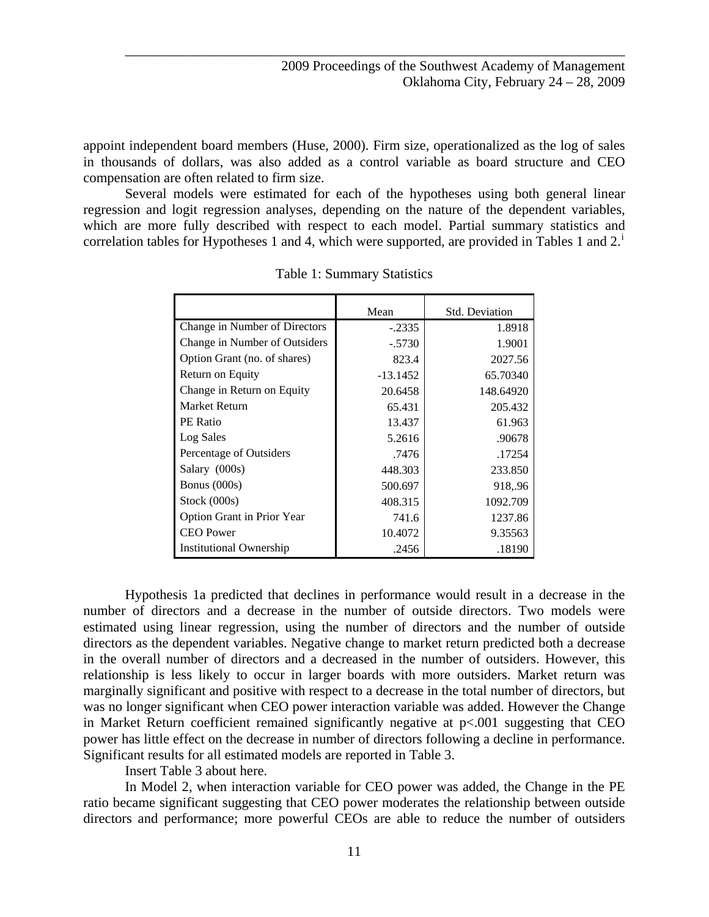appoint independent board members (Huse, 2000). Firm size, operationalized as the log of sales in thousands of dollars, was also added as a control variable as board structure and CEO compensation are often related to firm size.

Several models were estimated for each of the hypotheses using both general linear regression and logit regression analyses, depending on the nature of the dependent variables, which are more fully described with respect to each model. Partial summary statistics and correlation tables for Hypotheses 1 and 4, which were supported, are provided in Tables 1 and 2.[i]

Table 1: Summary Statistics

| | Mean | Std. Deviation |
|---|---|---|
| Change in Number of Directors | -.2335 | 1.8918 |
| Change in Number of Outsiders | -.5730 | 1.9001 |
| Option Grant (no. of shares) | 823.4 | 2027.56 |
| Return on Equity | -13.1452 | 65.70340 |
| Change in Return on Equity | 20.6458 | 148.64920 |
| Market Return | 65.431 | 205.432 |
| PE Ratio | 13.437 | 61.963 |
| Log Sales | 5.2616 | .90678 |
| Percentage of Outsiders | .7476 | .17254 |
| Salary (000s) | 448.303 | 233.850 |
| Bonus (000s) | 500.697 | 918,.96 |
| Stock (000s) | 408.315 | 1092.709 |
| Option Grant in Prior Year | 741.6 | 1237.86 |
| CEO Power | 10.4072 | 9.35563 |
| Institutional Ownership | .2456 | .18190 |

Hypothesis 1a predicted that declines in performance would result in a decrease in the number of directors and a decrease in the number of outside directors. Two models were estimated using linear regression, using the number of directors and the number of outside directors as the dependent variables. Negative change to market return predicted both a decrease in the overall number of directors and a decreased in the number of outsiders. However, this relationship is less likely to occur in larger boards with more outsiders. Market return was marginally significant and positive with respect to a decrease in the total number of directors, but was no longer significant when CEO power interaction variable was added. However the Change in Market Return coefficient remained significantly negative at $p<.001$ suggesting that CEO power has little effect on the decrease in number of directors following a decline in performance. Significant results for all estimated models are reported in Table 3.

Insert Table 3 about here.

In Model 2, when interaction variable for CEO power was added, the Change in the PE ratio became significant suggesting that CEO power moderates the relationship between outside directors and performance; more powerful CEOs are able to reduce the number of outsiders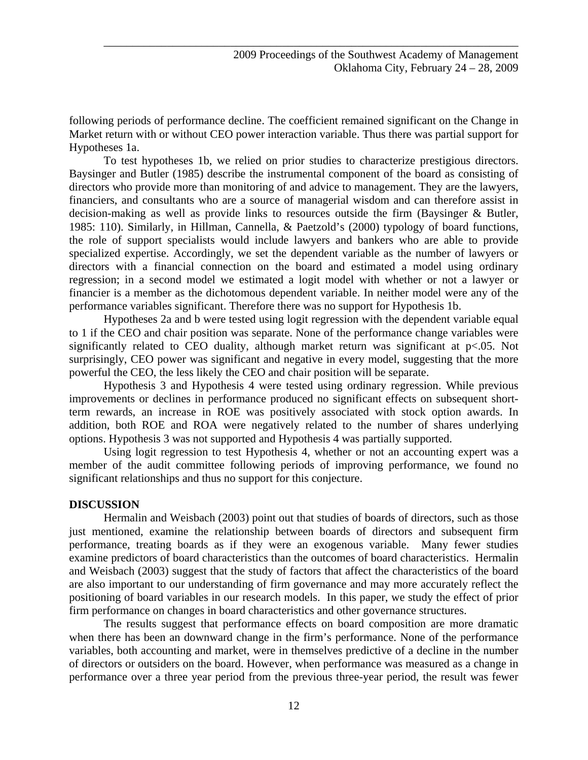following periods of performance decline. The coefficient remained significant on the Change in Market return with or without CEO power interaction variable. Thus there was partial support for Hypotheses 1a.

To test hypotheses 1b, we relied on prior studies to characterize prestigious directors. Baysinger and Butler (1985) describe the instrumental component of the board as consisting of directors who provide more than monitoring of and advice to management. They are the lawyers, financiers, and consultants who are a source of managerial wisdom and can therefore assist in decision-making as well as provide links to resources outside the firm (Baysinger & Butler, 1985: 110). Similarly, in Hillman, Cannella, & Paetzold's (2000) typology of board functions, the role of support specialists would include lawyers and bankers who are able to provide specialized expertise. Accordingly, we set the dependent variable as the number of lawyers or directors with a financial connection on the board and estimated a model using ordinary regression; in a second model we estimated a logit model with whether or not a lawyer or financier is a member as the dichotomous dependent variable. In neither model were any of the performance variables significant. Therefore there was no support for Hypothesis 1b.

Hypotheses 2a and b were tested using logit regression with the dependent variable equal to 1 if the CEO and chair position was separate. None of the performance change variables were significantly related to CEO duality, although market return was significant at $p<.05$. Not surprisingly, CEO power was significant and negative in every model, suggesting that the more powerful the CEO, the less likely the CEO and chair position will be separate.

Hypothesis 3 and Hypothesis 4 were tested using ordinary regression. While previous improvements or declines in performance produced no significant effects on subsequent short-term rewards, an increase in ROE was positively associated with stock option awards. In addition, both ROE and ROA were negatively related to the number of shares underlying options. Hypothesis 3 was not supported and Hypothesis 4 was partially supported.

Using logit regression to test Hypothesis 4, whether or not an accounting expert was a member of the audit committee following periods of improving performance, we found no significant relationships and thus no support for this conjecture.

## DISCUSSION

Hermalin and Weisbach (2003) point out that studies of boards of directors, such as those just mentioned, examine the relationship between boards of directors and subsequent firm performance, treating boards as if they were an exogenous variable. Many fewer studies examine predictors of board characteristics than the outcomes of board characteristics. Hermalin and Weisbach (2003) suggest that the study of factors that affect the characteristics of the board are also important to our understanding of firm governance and may more accurately reflect the positioning of board variables in our research models. In this paper, we study the effect of prior firm performance on changes in board characteristics and other governance structures.

The results suggest that performance effects on board composition are more dramatic when there has been an downward change in the firm's performance. None of the performance variables, both accounting and market, were in themselves predictive of a decline in the number of directors or outsiders on the board. However, when performance was measured as a change in performance over a three year period from the previous three-year period, the result was fewer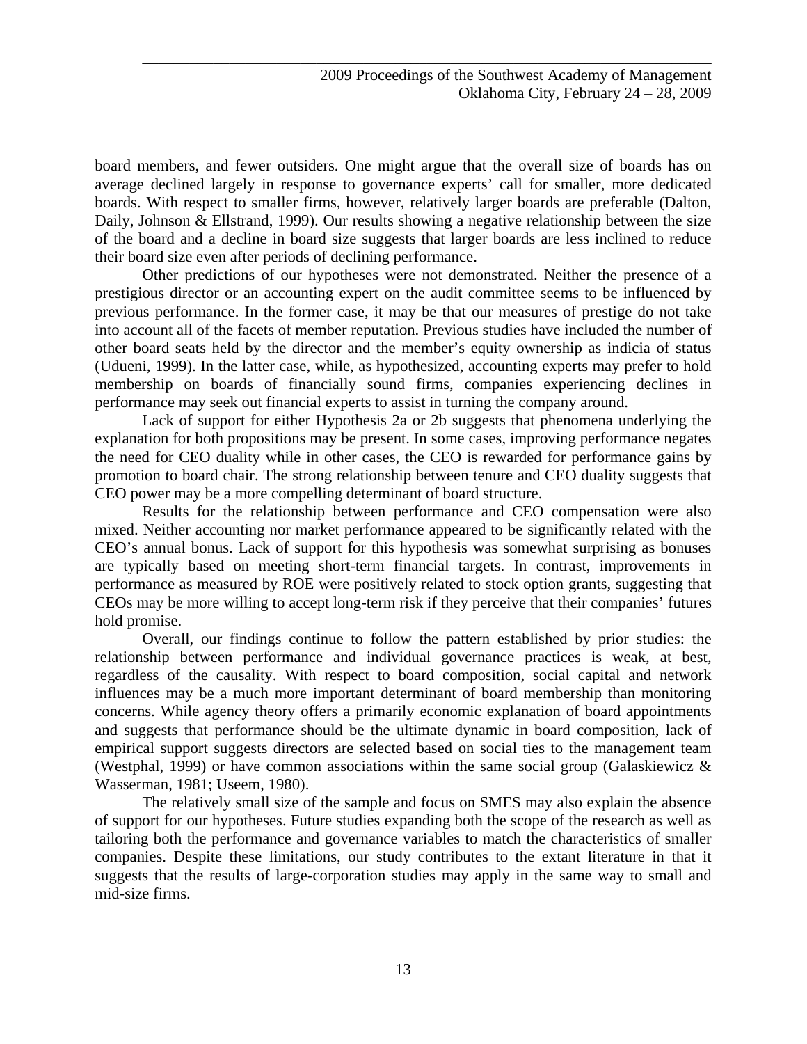board members, and fewer outsiders. One might argue that the overall size of boards has on average declined largely in response to governance experts' call for smaller, more dedicated boards. With respect to smaller firms, however, relatively larger boards are preferable (Dalton, Daily, Johnson & Ellstrand, 1999). Our results showing a negative relationship between the size of the board and a decline in board size suggests that larger boards are less inclined to reduce their board size even after periods of declining performance.

Other predictions of our hypotheses were not demonstrated. Neither the presence of a prestigious director or an accounting expert on the audit committee seems to be influenced by previous performance. In the former case, it may be that our measures of prestige do not take into account all of the facets of member reputation. Previous studies have included the number of other board seats held by the director and the member's equity ownership as indicia of status (Udueni, 1999). In the latter case, while, as hypothesized, accounting experts may prefer to hold membership on boards of financially sound firms, companies experiencing declines in performance may seek out financial experts to assist in turning the company around.

Lack of support for either Hypothesis 2a or 2b suggests that phenomena underlying the explanation for both propositions may be present. In some cases, improving performance negates the need for CEO duality while in other cases, the CEO is rewarded for performance gains by promotion to board chair. The strong relationship between tenure and CEO duality suggests that CEO power may be a more compelling determinant of board structure.

Results for the relationship between performance and CEO compensation were also mixed. Neither accounting nor market performance appeared to be significantly related with the CEO's annual bonus. Lack of support for this hypothesis was somewhat surprising as bonuses are typically based on meeting short-term financial targets. In contrast, improvements in performance as measured by ROE were positively related to stock option grants, suggesting that CEOs may be more willing to accept long-term risk if they perceive that their companies' futures hold promise.

Overall, our findings continue to follow the pattern established by prior studies: the relationship between performance and individual governance practices is weak, at best, regardless of the causality. With respect to board composition, social capital and network influences may be a much more important determinant of board membership than monitoring concerns. While agency theory offers a primarily economic explanation of board appointments and suggests that performance should be the ultimate dynamic in board composition, lack of empirical support suggests directors are selected based on social ties to the management team (Westphal, 1999) or have common associations within the same social group (Galaskiewicz & Wasserman, 1981; Useem, 1980).

The relatively small size of the sample and focus on SMES may also explain the absence of support for our hypotheses. Future studies expanding both the scope of the research as well as tailoring both the performance and governance variables to match the characteristics of smaller companies. Despite these limitations, our study contributes to the extant literature in that it suggests that the results of large-corporation studies may apply in the same way to small and mid-size firms.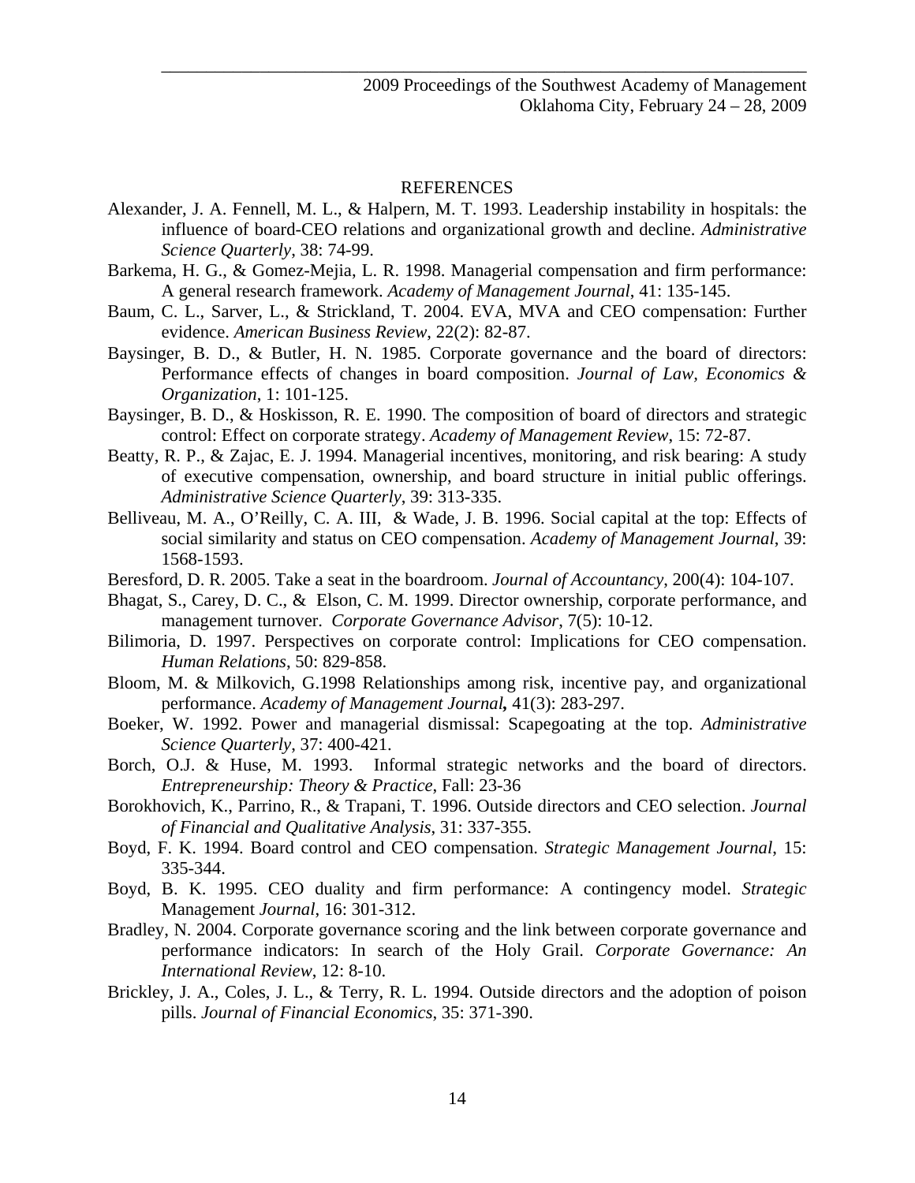## REFERENCES

Alexander, J. A. Fennell, M. L., & Halpern, M. T. 1993. Leadership instability in hospitals: the influence of board-CEO relations and organizational growth and decline. *Administrative Science Quarterly*, 38: 74-99.

Barkema, H. G., & Gomez-Mejia, L. R. 1998. Managerial compensation and firm performance: A general research framework. *Academy of Management Journal*, 41: 135-145.

Baum, C. L., Sarver, L., & Strickland, T. 2004. EVA, MVA and CEO compensation: Further evidence. *American Business Review*, 22(2): 82-87.

Baysinger, B. D., & Butler, H. N. 1985. Corporate governance and the board of directors: Performance effects of changes in board composition. *Journal of Law, Economics & Organization*, 1: 101-125.

Baysinger, B. D., & Hoskisson, R. E. 1990. The composition of board of directors and strategic control: Effect on corporate strategy. *Academy of Management Review*, 15: 72-87.

Beatty, R. P., & Zajac, E. J. 1994. Managerial incentives, monitoring, and risk bearing: A study of executive compensation, ownership, and board structure in initial public offerings. *Administrative Science Quarterly*, 39: 313-335.

Belliveau, M. A., O'Reilly, C. A. III, & Wade, J. B. 1996. Social capital at the top: Effects of social similarity and status on CEO compensation. *Academy of Management Journal*, 39: 1568-1593.

Beresford, D. R. 2005. Take a seat in the boardroom. *Journal of Accountancy*, 200(4): 104-107.

Bhagat, S., Carey, D. C., & Elson, C. M. 1999. Director ownership, corporate performance, and management turnover. *Corporate Governance Advisor*, 7(5): 10-12.

Bilimoria, D. 1997. Perspectives on corporate control: Implications for CEO compensation. *Human Relations*, 50: 829-858.

Bloom, M. & Milkovich, G.1998 Relationships among risk, incentive pay, and organizational performance. *Academy of Management Journal***,** 41(3): 283-297.

Boeker, W. 1992. Power and managerial dismissal: Scapegoating at the top. *Administrative Science Quarterly*, 37: 400-421.

Borch, O.J. & Huse, M. 1993. Informal strategic networks and the board of directors. *Entrepreneurship: Theory & Practice*, Fall: 23-36

Borokhovich, K., Parrino, R., & Trapani, T. 1996. Outside directors and CEO selection. *Journal of Financial and Qualitative Analysis*, 31: 337-355.

Boyd, F. K. 1994. Board control and CEO compensation. *Strategic Management Journal*, 15: 335-344.

Boyd, B. K. 1995. CEO duality and firm performance: A contingency model. *Strategic* Management *Journal*, 16: 301-312.

Bradley, N. 2004. Corporate governance scoring and the link between corporate governance and performance indicators: In search of the Holy Grail. *Corporate Governance: An International Review*, 12: 8-10.

Brickley, J. A., Coles, J. L., & Terry, R. L. 1994. Outside directors and the adoption of poison pills. *Journal of Financial Economics*, 35: 371-390.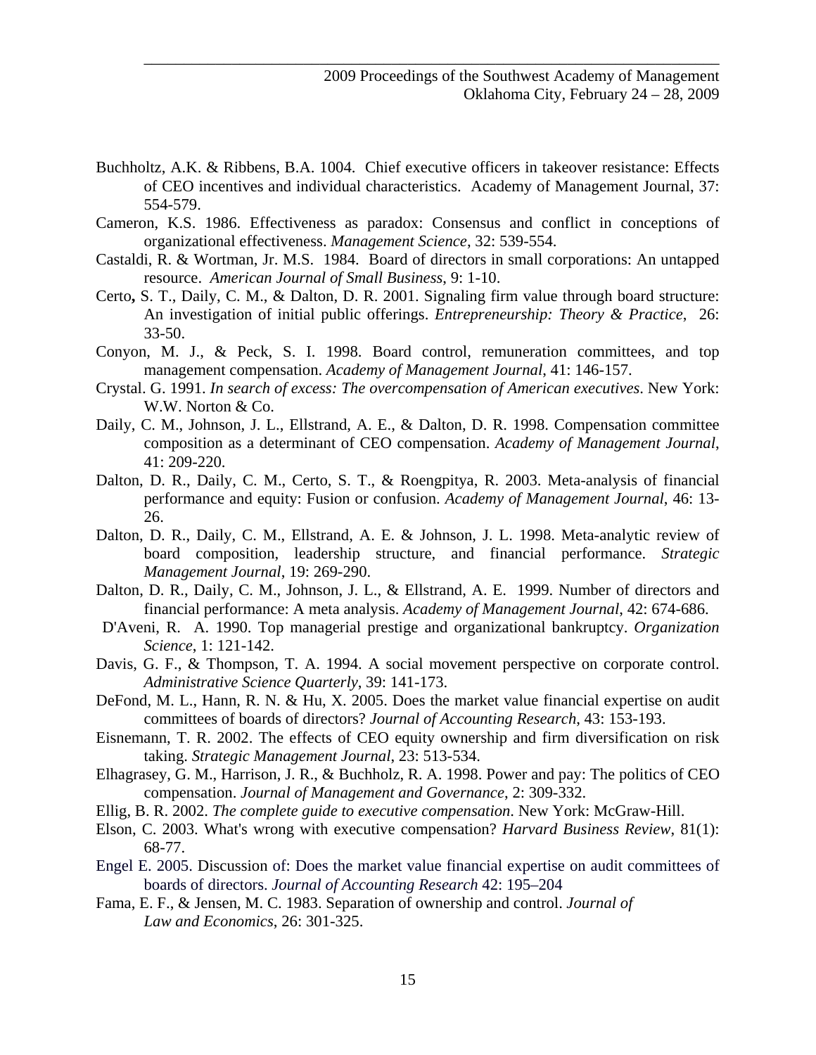Buchholtz, A.K. & Ribbens, B.A. 1004. Chief executive officers in takeover resistance: Effects of CEO incentives and individual characteristics. Academy of Management Journal, 37: 554-579.

Cameron, K.S. 1986. Effectiveness as paradox: Consensus and conflict in conceptions of organizational effectiveness. *Management Science*, 32: 539-554.

Castaldi, R. & Wortman, Jr. M.S. 1984. Board of directors in small corporations: An untapped resource. *American Journal of Small Business*, 9: 1-10.

Certo**,** S. T., Daily, C. M., & Dalton, D. R. 2001. Signaling firm value through board structure: An investigation of initial public offerings. *Entrepreneurship: Theory & Practice*, 26: 33-50.

Conyon, M. J., & Peck, S. I. 1998. Board control, remuneration committees, and top management compensation. *Academy of Management Journal*, 41: 146-157.

Crystal. G. 1991. *In search of excess: The overcompensation of American executives*. New York: W.W. Norton & Co.

Daily, C. M., Johnson, J. L., Ellstrand, A. E., & Dalton, D. R. 1998. Compensation committee composition as a determinant of CEO compensation. *Academy of Management Journal*, 41: 209-220.

Dalton, D. R., Daily, C. M., Certo, S. T., & Roengpitya, R. 2003. Meta-analysis of financial performance and equity: Fusion or confusion. *Academy of Management Journal*, 46: 13-26.

Dalton, D. R., Daily, C. M., Ellstrand, A. E. & Johnson, J. L. 1998. Meta-analytic review of board composition, leadership structure, and financial performance. *Strategic Management Journal*, 19: 269-290.

Dalton, D. R., Daily, C. M., Johnson, J. L., & Ellstrand, A. E. 1999. Number of directors and financial performance: A meta analysis. *Academy of Management Journal*, 42: 674-686.

D'Aveni, R. A. 1990. Top managerial prestige and organizational bankruptcy. *Organization Science*, 1: 121-142.

Davis, G. F., & Thompson, T. A. 1994. A social movement perspective on corporate control. *Administrative Science Quarterly*, 39: 141-173.

DeFond, M. L., Hann, R. N. & Hu, X. 2005. Does the market value financial expertise on audit committees of boards of directors? *Journal of Accounting Research*, 43: 153-193.

Eisnemann, T. R. 2002. The effects of CEO equity ownership and firm diversification on risk taking. *Strategic Management Journal*, 23: 513-534.

Elhagrasey, G. M., Harrison, J. R., & Buchholz, R. A. 1998. Power and pay: The politics of CEO compensation. *Journal of Management and Governance*, 2: 309-332.

Ellig, B. R. 2002. *The complete guide to executive compensation*. New York: McGraw-Hill.

Elson, C. 2003. What's wrong with executive compensation? *Harvard Business Review*, 81(1): 68-77.

Engel E. 2005. Discussion of: Does the market value financial expertise on audit committees of boards of directors. *Journal of Accounting Research* 42: 195–204

Fama, E. F., & Jensen, M. C. 1983. Separation of ownership and control. *Journal of Law and Economics*, 26: 301-325.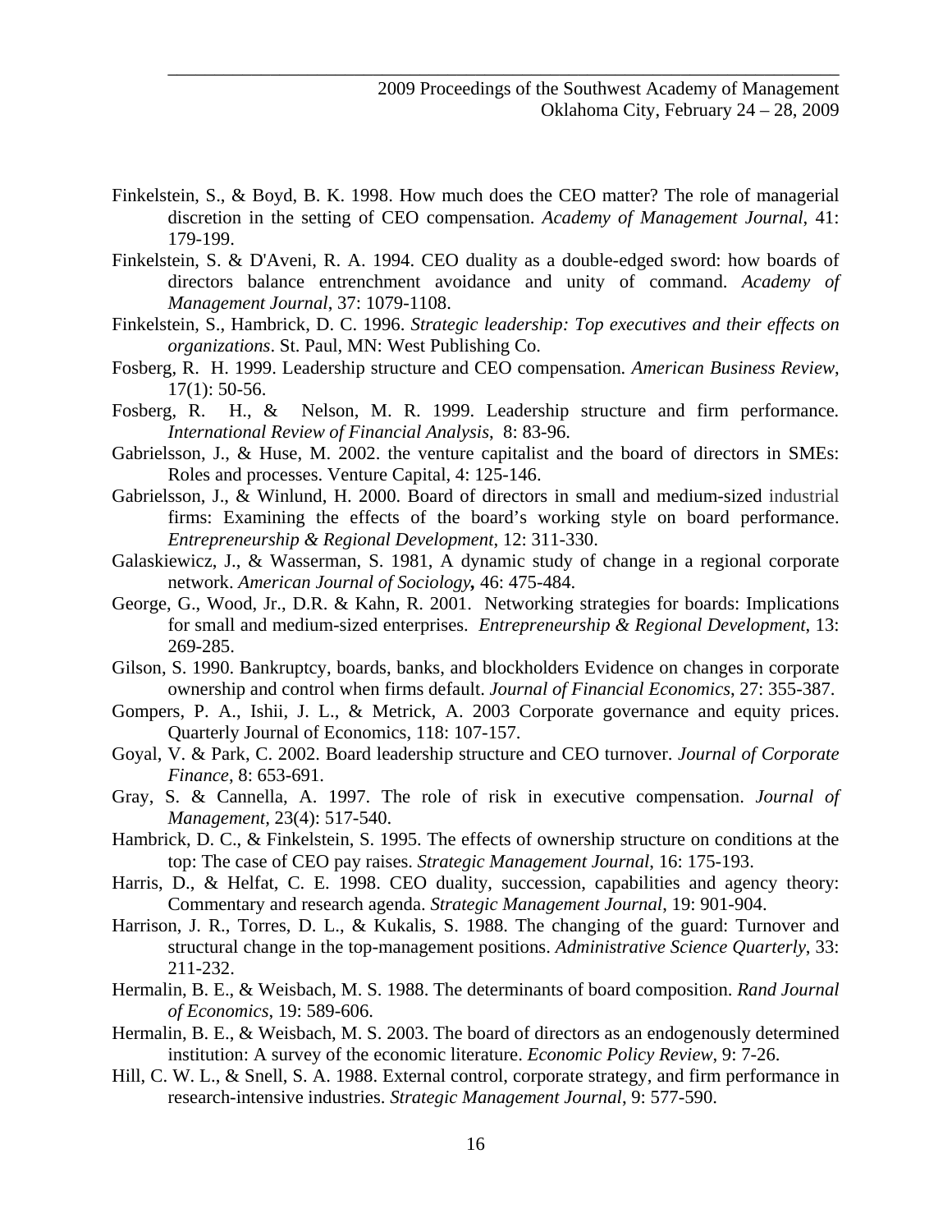Finkelstein, S., & Boyd, B. K. 1998. How much does the CEO matter? The role of managerial discretion in the setting of CEO compensation. *Academy of Management Journal*, 41: 179-199.

Finkelstein, S. & D'Aveni, R. A. 1994. CEO duality as a double-edged sword: how boards of directors balance entrenchment avoidance and unity of command. *Academy of Management Journal*, 37: 1079-1108.

Finkelstein, S., Hambrick, D. C. 1996. *Strategic leadership: Top executives and their effects on organizations*. St. Paul, MN: West Publishing Co.

Fosberg, R. H. 1999. Leadership structure and CEO compensation. *American Business Review*, 17(1): 50-56.

Fosberg, R. H., & Nelson, M. R. 1999. Leadership structure and firm performance. *International Review of Financial Analysis*, 8: 83-96.

Gabrielsson, J., & Huse, M. 2002. the venture capitalist and the board of directors in SMEs: Roles and processes. Venture Capital, 4: 125-146.

Gabrielsson, J., & Winlund, H. 2000. Board of directors in small and medium-sized industrial firms: Examining the effects of the board's working style on board performance. *Entrepreneurship & Regional Development*, 12: 311-330.

Galaskiewicz, J., & Wasserman, S. 1981, A dynamic study of change in a regional corporate network. *American Journal of Sociology,* 46: 475-484.

George, G., Wood, Jr., D.R. & Kahn, R. 2001. Networking strategies for boards: Implications for small and medium-sized enterprises. *Entrepreneurship & Regional Development*, 13: 269-285.

Gilson, S. 1990. Bankruptcy, boards, banks, and blockholders Evidence on changes in corporate ownership and control when firms default. *Journal of Financial Economics*, 27: 355-387.

Gompers, P. A., Ishii, J. L., & Metrick, A. 2003 Corporate governance and equity prices. Quarterly Journal of Economics, 118: 107-157.

Goyal, V. & Park, C. 2002. Board leadership structure and CEO turnover. *Journal of Corporate Finance*, 8: 653-691.

Gray, S. & Cannella, A. 1997. The role of risk in executive compensation. *Journal of Management*, 23(4): 517-540.

Hambrick, D. C., & Finkelstein, S. 1995. The effects of ownership structure on conditions at the top: The case of CEO pay raises. *Strategic Management Journal*, 16: 175-193.

Harris, D., & Helfat, C. E. 1998. CEO duality, succession, capabilities and agency theory: Commentary and research agenda. *Strategic Management Journal*, 19: 901-904.

Harrison, J. R., Torres, D. L., & Kukalis, S. 1988. The changing of the guard: Turnover and structural change in the top-management positions. *Administrative Science Quarterly*, 33: 211-232.

Hermalin, B. E., & Weisbach, M. S. 1988. The determinants of board composition. *Rand Journal of Economics*, 19: 589-606.

Hermalin, B. E., & Weisbach, M. S. 2003. The board of directors as an endogenously determined institution: A survey of the economic literature. *Economic Policy Review*, 9: 7-26.

Hill, C. W. L., & Snell, S. A. 1988. External control, corporate strategy, and firm performance in research-intensive industries. *Strategic Management Journal*, 9: 577-590.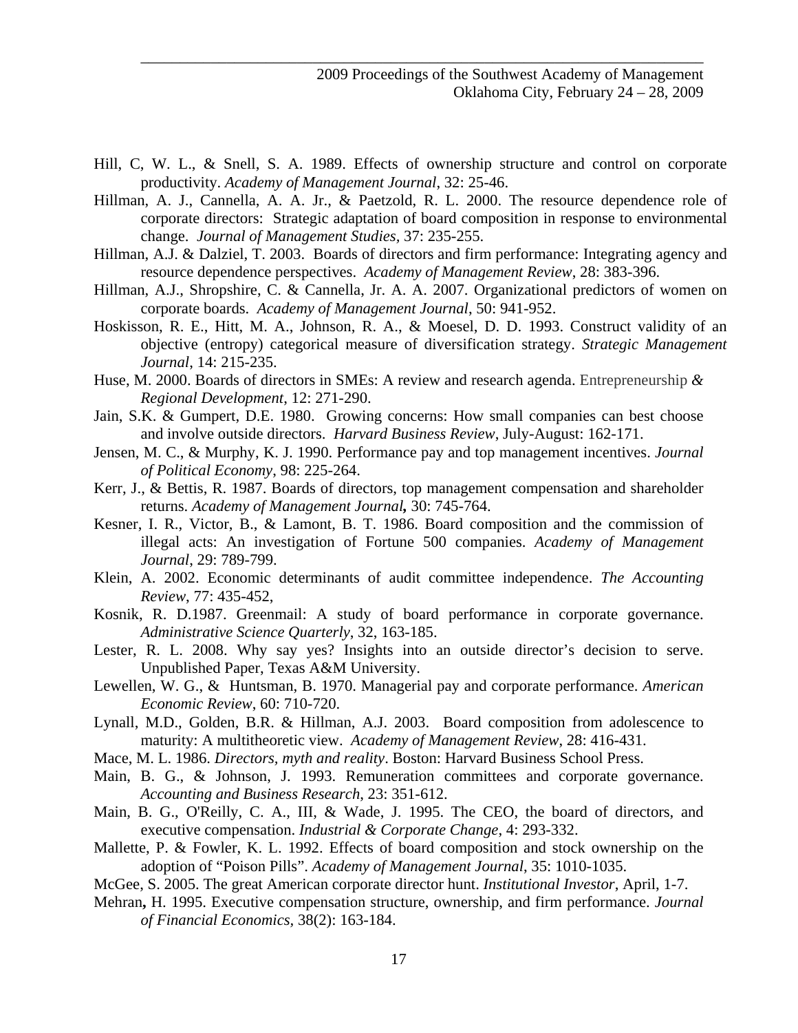Hill, C, W. L., & Snell, S. A. 1989. Effects of ownership structure and control on corporate productivity. *Academy of Management Journal*, 32: 25-46.

Hillman, A. J., Cannella, A. A. Jr., & Paetzold, R. L. 2000. The resource dependence role of corporate directors: Strategic adaptation of board composition in response to environmental change. *Journal of Management Studies*, 37: 235-255.

Hillman, A.J. & Dalziel, T. 2003. Boards of directors and firm performance: Integrating agency and resource dependence perspectives. *Academy of Management Review*, 28: 383-396.

Hillman, A.J., Shropshire, C. & Cannella, Jr. A. A. 2007. Organizational predictors of women on corporate boards. *Academy of Management Journal*, 50: 941-952.

Hoskisson, R. E., Hitt, M. A., Johnson, R. A., & Moesel, D. D. 1993. Construct validity of an objective (entropy) categorical measure of diversification strategy. *Strategic Management Journal*, 14: 215-235.

Huse, M. 2000. Boards of directors in SMEs: A review and research agenda. Entrepreneurship *& Regional Development*, 12: 271-290.

Jain, S.K. & Gumpert, D.E. 1980. Growing concerns: How small companies can best choose and involve outside directors. *Harvard Business Review*, July-August: 162-171.

Jensen, M. C., & Murphy, K. J. 1990. Performance pay and top management incentives. *Journal of Political Economy*, 98: 225-264.

Kerr, J., & Bettis, R. 1987. Boards of directors, top management compensation and shareholder returns. *Academy of Management Journal*, 30: 745-764.

Kesner, I. R., Victor, B., & Lamont, B. T. 1986. Board composition and the commission of illegal acts: An investigation of Fortune 500 companies. *Academy of Management Journal*, 29: 789-799.

Klein, A. 2002. Economic determinants of audit committee independence. *The Accounting Review*, 77: 435-452,

Kosnik, R. D.1987. Greenmail: A study of board performance in corporate governance. *Administrative Science Quarterly*, 32, 163-185.

Lester, R. L. 2008. Why say yes? Insights into an outside director's decision to serve. Unpublished Paper, Texas A&M University.

Lewellen, W. G., & Huntsman, B. 1970. Managerial pay and corporate performance. *American Economic Review*, 60: 710-720.

Lynall, M.D., Golden, B.R. & Hillman, A.J. 2003. Board composition from adolescence to maturity: A multitheoretic view. *Academy of Management Review*, 28: 416-431.

Mace, M. L. 1986. *Directors, myth and reality*. Boston: Harvard Business School Press.

Main, B. G., & Johnson, J. 1993. Remuneration committees and corporate governance. *Accounting and Business Research*, 23: 351-612.

Main, B. G., O'Reilly, C. A., III, & Wade, J. 1995. The CEO, the board of directors, and executive compensation. *Industrial & Corporate Change*, 4: 293-332.

Mallette, P. & Fowler, K. L. 1992. Effects of board composition and stock ownership on the adoption of "Poison Pills". *Academy of Management Journal*, 35: 1010-1035.

McGee, S. 2005. The great American corporate director hunt. *Institutional Investor*, April, 1-7.

Mehran, H. 1995. Executive compensation structure, ownership, and firm performance. *Journal of Financial Economics*, 38(2): 163-184.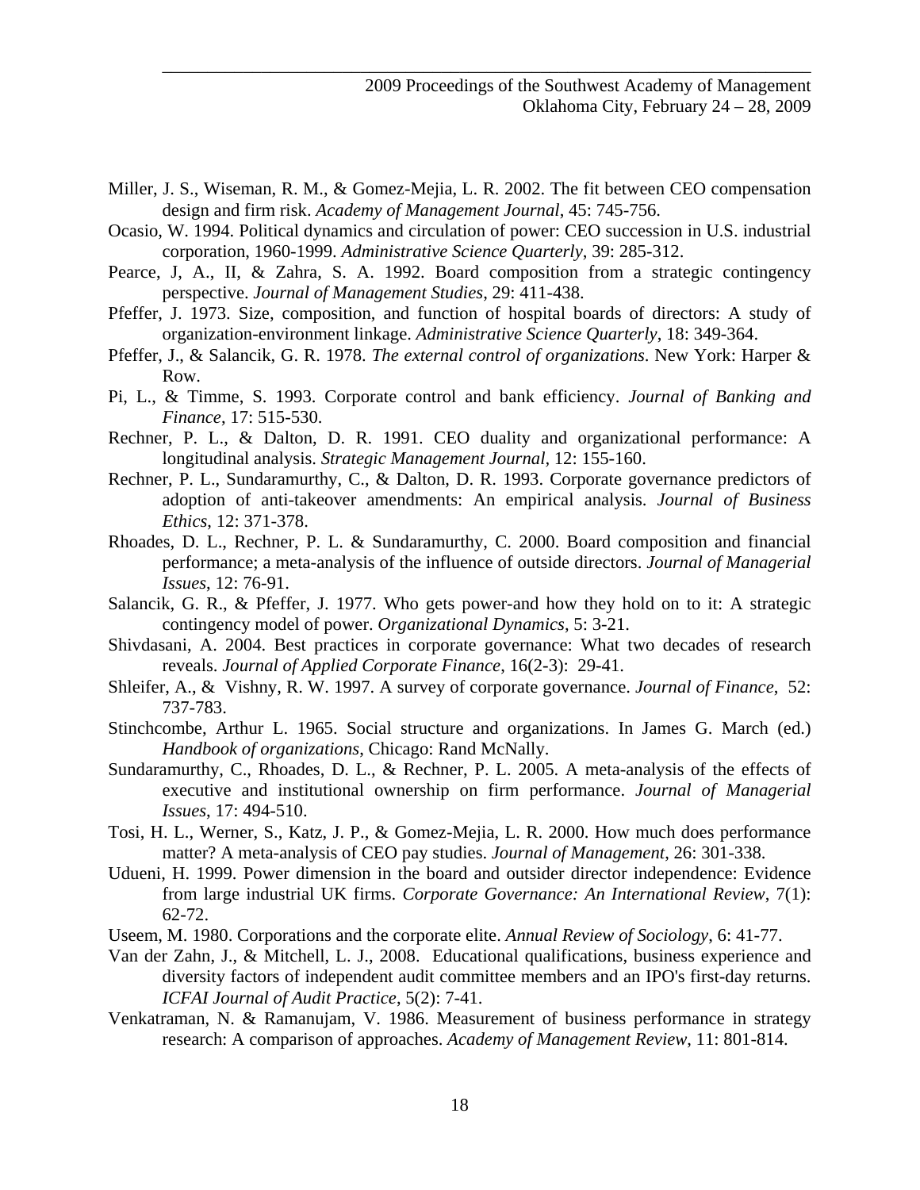Miller, J. S., Wiseman, R. M., & Gomez-Mejia, L. R. 2002. The fit between CEO compensation design and firm risk. *Academy of Management Journal*, 45: 745-756.

Ocasio, W. 1994. Political dynamics and circulation of power: CEO succession in U.S. industrial corporation, 1960-1999. *Administrative Science Quarterly*, 39: 285-312.

Pearce, J, A., II, & Zahra, S. A. 1992. Board composition from a strategic contingency perspective. *Journal of Management Studies*, 29: 411-438.

Pfeffer, J. 1973. Size, composition, and function of hospital boards of directors: A study of organization-environment linkage. *Administrative Science Quarterly*, 18: 349-364.

Pfeffer, J., & Salancik, G. R. 1978. *The external control of organizations*. New York: Harper & Row.

Pi, L., & Timme, S. 1993. Corporate control and bank efficiency. *Journal of Banking and Finance*, 17: 515-530.

Rechner, P. L., & Dalton, D. R. 1991. CEO duality and organizational performance: A longitudinal analysis. *Strategic Management Journal*, 12: 155-160.

Rechner, P. L., Sundaramurthy, C., & Dalton, D. R. 1993. Corporate governance predictors of adoption of anti-takeover amendments: An empirical analysis. *Journal of Business Ethics*, 12: 371-378.

Rhoades, D. L., Rechner, P. L. & Sundaramurthy, C. 2000. Board composition and financial performance; a meta-analysis of the influence of outside directors. *Journal of Managerial Issues*, 12: 76-91.

Salancik, G. R., & Pfeffer, J. 1977. Who gets power-and how they hold on to it: A strategic contingency model of power. *Organizational Dynamics*, 5: 3-21.

Shivdasani, A. 2004. Best practices in corporate governance: What two decades of research reveals. *Journal of Applied Corporate Finance*, 16(2-3): 29-41.

Shleifer, A., & Vishny, R. W. 1997. A survey of corporate governance. *Journal of Finance*, 52: 737-783.

Stinchcombe, Arthur L. 1965. Social structure and organizations. In James G. March (ed.) *Handbook of organizations*, Chicago: Rand McNally.

Sundaramurthy, C., Rhoades, D. L., & Rechner, P. L. 2005. A meta-analysis of the effects of executive and institutional ownership on firm performance. *Journal of Managerial Issues*, 17: 494-510.

Tosi, H. L., Werner, S., Katz, J. P., & Gomez-Mejia, L. R. 2000. How much does performance matter? A meta-analysis of CEO pay studies. *Journal of Management*, 26: 301-338.

Udueni, H. 1999. Power dimension in the board and outsider director independence: Evidence from large industrial UK firms. *Corporate Governance: An International Review*, 7(1): 62-72.

Useem, M. 1980. Corporations and the corporate elite. *Annual Review of Sociology*, 6: 41-77.

Van der Zahn, J., & Mitchell, L. J., 2008. Educational qualifications, business experience and diversity factors of independent audit committee members and an IPO's first-day returns. *ICFAI Journal of Audit Practice*, 5(2): 7-41.

Venkatraman, N. & Ramanujam, V. 1986. Measurement of business performance in strategy research: A comparison of approaches. *Academy of Management Review*, 11: 801-814.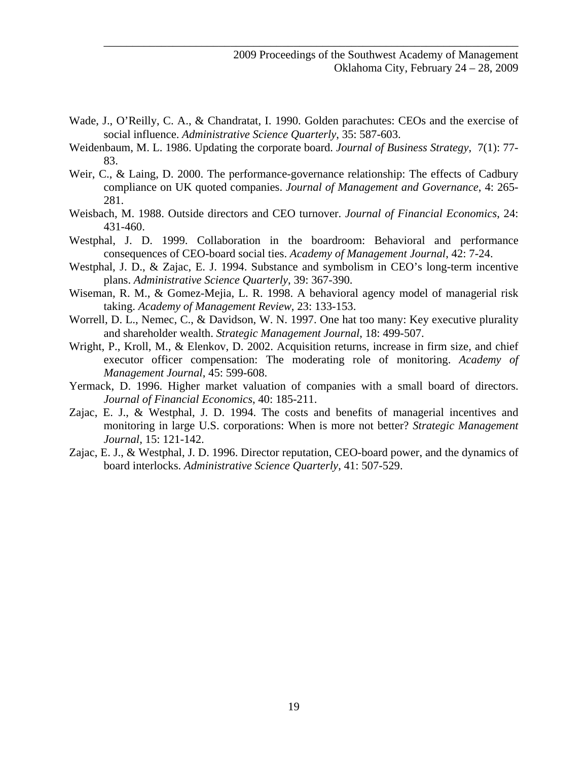Wade, J., O'Reilly, C. A., & Chandratat, I. 1990. Golden parachutes: CEOs and the exercise of social influence. *Administrative Science Quarterly*, 35: 587-603.

Weidenbaum, M. L. 1986. Updating the corporate board. *Journal of Business Strategy*, 7(1): 77-83.

Weir, C., & Laing, D. 2000. The performance-governance relationship: The effects of Cadbury compliance on UK quoted companies. *Journal of Management and Governance*, 4: 265-281.

Weisbach, M. 1988. Outside directors and CEO turnover. *Journal of Financial Economics*, 24: 431-460.

Westphal, J. D. 1999. Collaboration in the boardroom: Behavioral and performance consequences of CEO-board social ties. *Academy of Management Journal*, 42: 7-24.

Westphal, J. D., & Zajac, E. J. 1994. Substance and symbolism in CEO's long-term incentive plans. *Administrative Science Quarterly*, 39: 367-390.

Wiseman, R. M., & Gomez-Mejia, L. R. 1998. A behavioral agency model of managerial risk taking. *Academy of Management Review*, 23: 133-153.

Worrell, D. L., Nemec, C., & Davidson, W. N. 1997. One hat too many: Key executive plurality and shareholder wealth. *Strategic Management Journal*, 18: 499-507.

Wright, P., Kroll, M., & Elenkov, D. 2002. Acquisition returns, increase in firm size, and chief executor officer compensation: The moderating role of monitoring. *Academy of Management Journal*, 45: 599-608.

Yermack, D. 1996. Higher market valuation of companies with a small board of directors. *Journal of Financial Economics*, 40: 185-211.

Zajac, E. J., & Westphal, J. D. 1994. The costs and benefits of managerial incentives and monitoring in large U.S. corporations: When is more not better? *Strategic Management Journal*, 15: 121-142.

Zajac, E. J., & Westphal, J. D. 1996. Director reputation, CEO-board power, and the dynamics of board interlocks. *Administrative Science Quarterly*, 41: 507-529.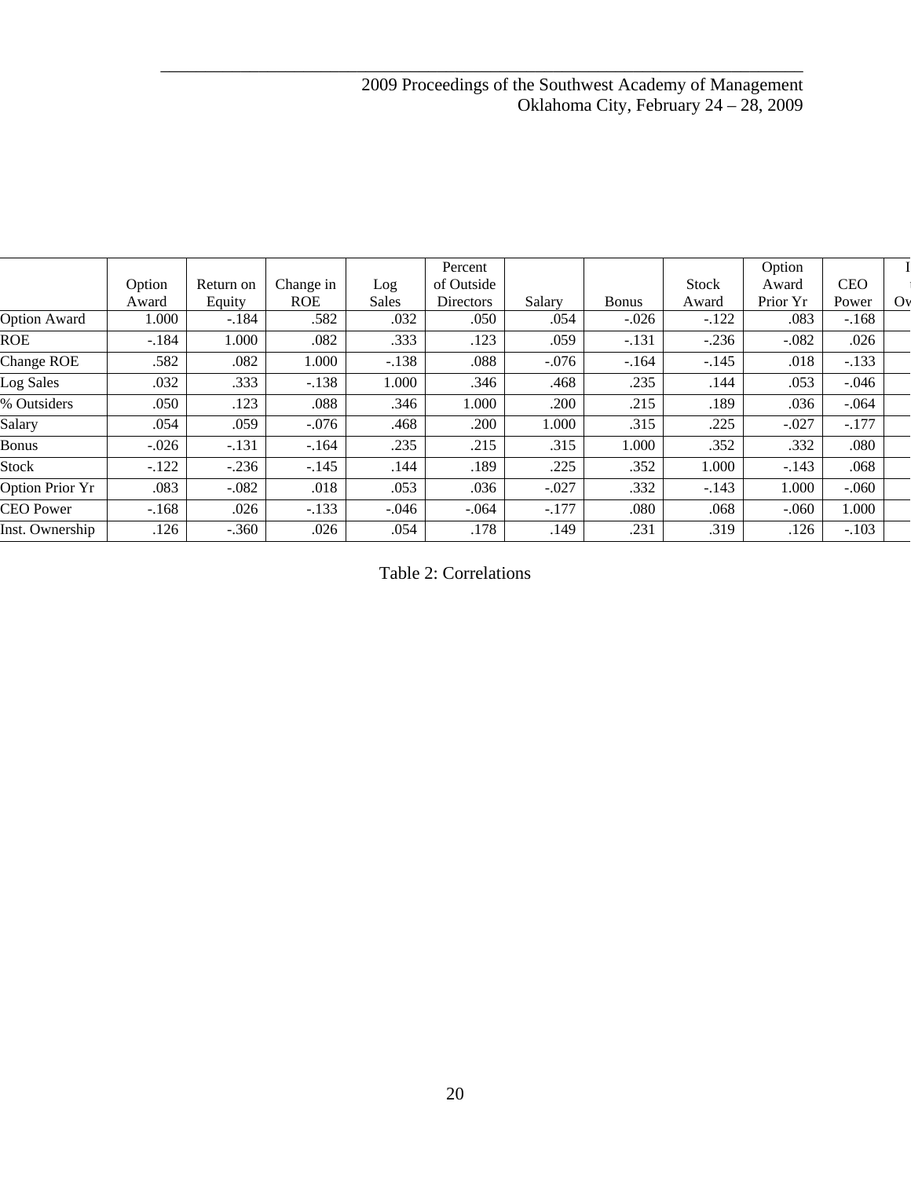| | Option Award | Return on Equity | Change in ROE | Log Sales | Percent of Outside Directors | Salary | Bonus | Stock Award | Option Award Prior Yr | CEO Power |
|---|---|---|---|---|---|---|---|---|---|---|
| Option Award | 1.000 | -.184 | .582 | .032 | .050 | .054 | -.026 | -.122 | .083 | -.168 |
| ROE | -.184 | 1.000 | .082 | .333 | .123 | .059 | -.131 | -.236 | -.082 | .026 |
| Change ROE | .582 | .082 | 1.000 | -.138 | .088 | -.076 | -.164 | -.145 | .018 | -.133 |
| Log Sales | .032 | .333 | -.138 | 1.000 | .346 | .468 | .235 | .144 | .053 | -.046 |
| % Outsiders | .050 | .123 | .088 | .346 | 1.000 | .200 | .215 | .189 | .036 | -.064 |
| Salary | .054 | .059 | -.076 | .468 | .200 | 1.000 | .315 | .225 | -.027 | -.177 |
| Bonus | -.026 | -.131 | -.164 | .235 | .215 | .315 | 1.000 | .352 | .332 | .080 |
| Stock | -.122 | -.236 | -.145 | .144 | .189 | .225 | .352 | 1.000 | -.143 | .068 |
| Option Prior Yr | .083 | -.082 | .018 | .053 | .036 | -.027 | .332 | -.143 | 1.000 | -.060 |
| CEO Power | -.168 | .026 | -.133 | -.046 | -.064 | -.177 | .080 | .068 | -.060 | 1.000 |
| Inst. Ownership | .126 | -.360 | .026 | .054 | .178 | .149 | .231 | .319 | .126 | -.103 |

Table 2: Correlations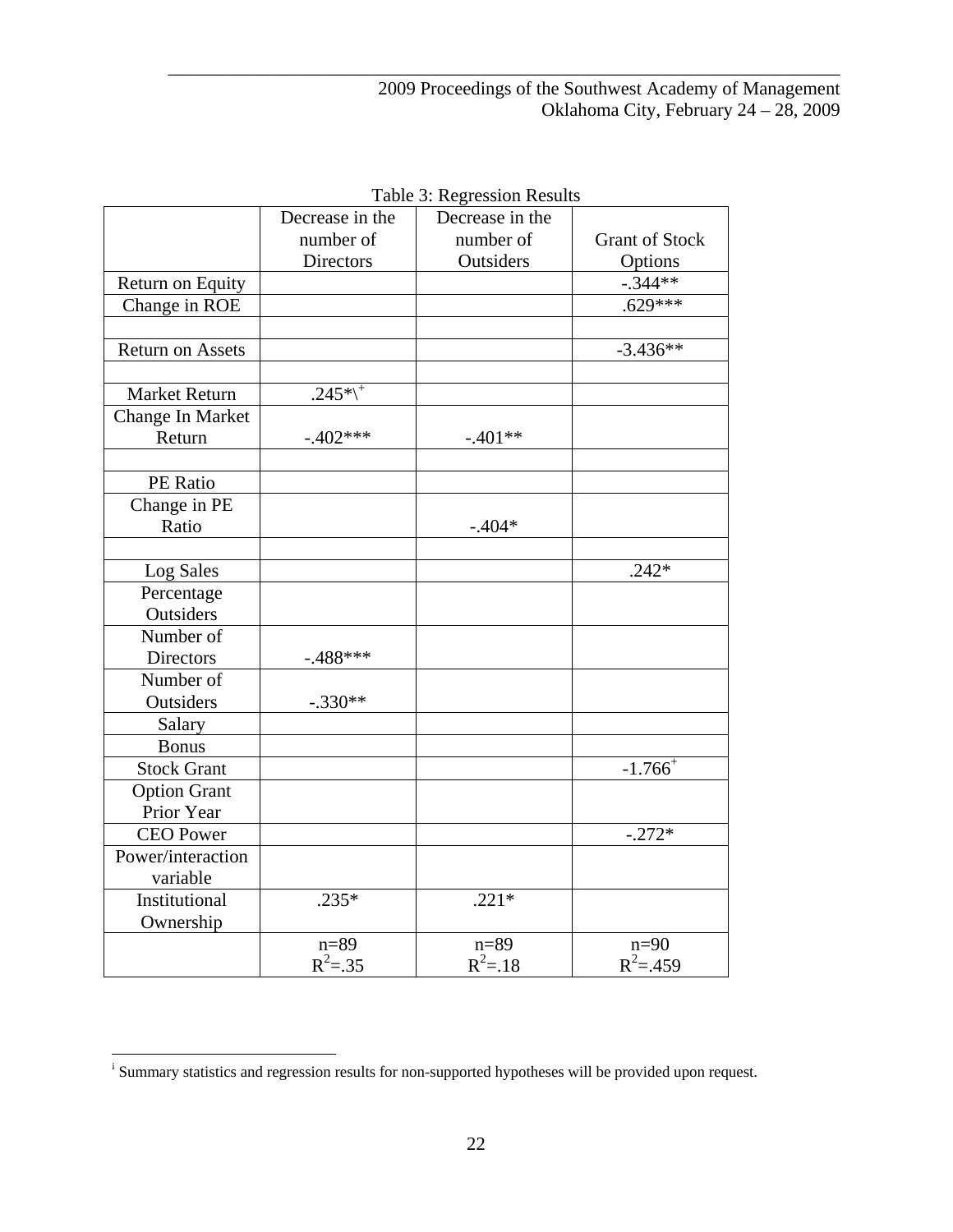Table 3: Regression Results

| | Decrease in the number of Directors | Decrease in the number of Outsiders | Grant of Stock Options |
|---|---|---|---|
| Return on Equity | | | -.344** |
| Change in ROE | | | .629*** |
| | | | |
| Return on Assets | | | -3.436** |
| | | | |
| Market Return | .245*\[+] | | |
| Change In Market Return | -.402*** | -.401** | |
| | | | |
| PE Ratio | | | |
| Change in PE Ratio | | -.404* | |
| | | | |
| Log Sales | | | .242* |
| Percentage Outsiders | | | |
| Number of Directors | -.488*** | | |
| Number of Outsiders | -.330** | | |
| Salary | | | |
| Bonus | | | |
| Stock Grant | | | -1.766[+] |
| Option Grant Prior Year | | | |
| CEO Power | | | -.272* |
| Power/interaction variable | | | |
| Institutional Ownership | .235* | .221* | |
| | n=89 $R^2$=.35 | n=89 $R^2$=.18 | n=90 $R^2$=.459 |

[i] Summary statistics and regression results for non-supported hypotheses will be provided upon request.